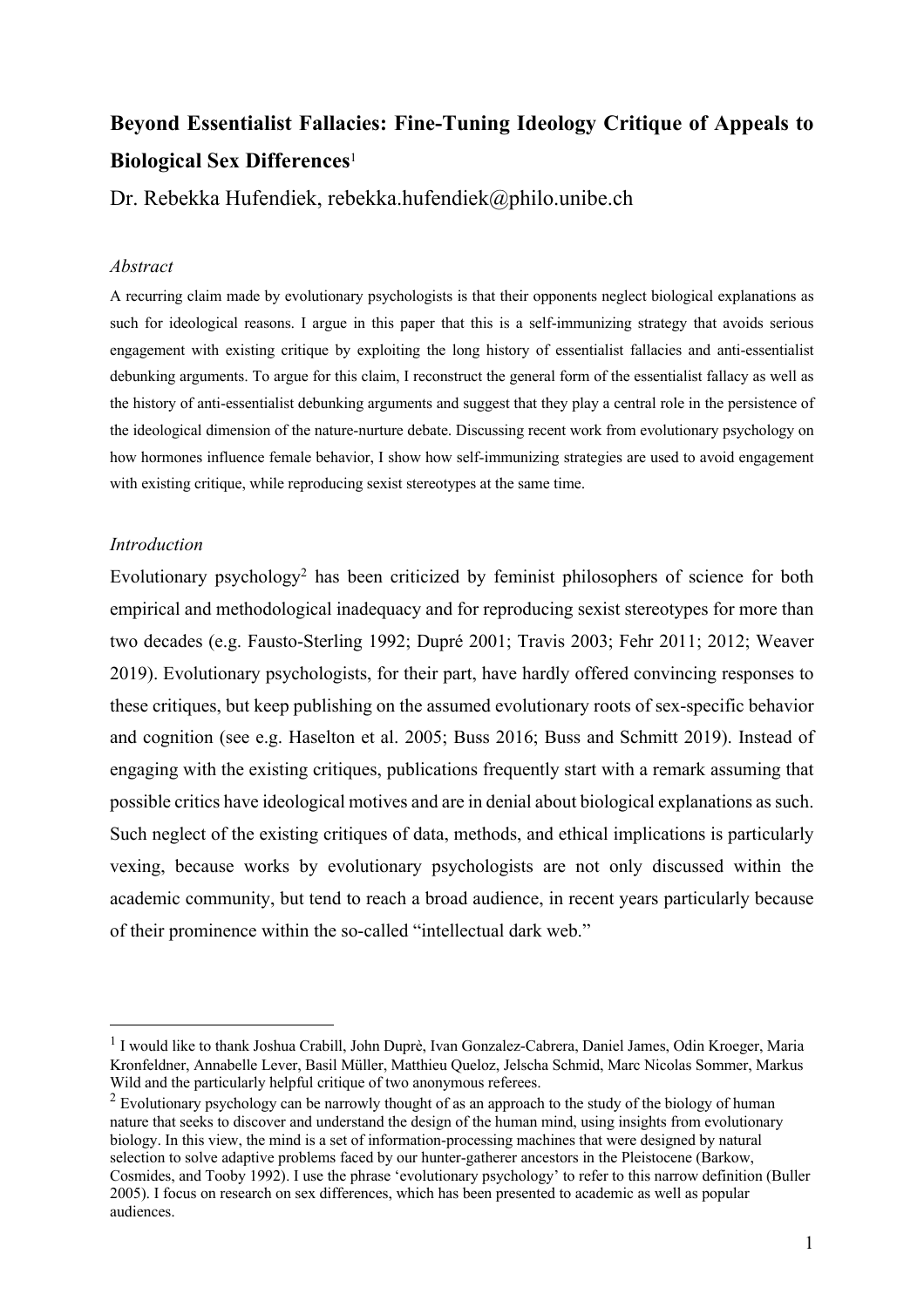# Beyond Essentialist Fallacies: Fine-Tuning Ideology Critique of Appeals to Biological Sex Differences[1]

Dr. Rebekka Hufendiek, rebekka.hufendiek@philo.unibe.ch

### *Abstract*

A recurring claim made by evolutionary psychologists is that their opponents neglect biological explanations as such for ideological reasons. I argue in this paper that this is a self-immunizing strategy that avoids serious engagement with existing critique by exploiting the long history of essentialist fallacies and anti-essentialist debunking arguments. To argue for this claim, I reconstruct the general form of the essentialist fallacy as well as the history of anti-essentialist debunking arguments and suggest that they play a central role in the persistence of the ideological dimension of the nature-nurture debate. Discussing recent work from evolutionary psychology on how hormones influence female behavior, I show how self-immunizing strategies are used to avoid engagement with existing critique, while reproducing sexist stereotypes at the same time.

### *Introduction*

Evolutionary psychology[2] has been criticized by feminist philosophers of science for both empirical and methodological inadequacy and for reproducing sexist stereotypes for more than two decades (e.g. Fausto-Sterling 1992; Dupré 2001; Travis 2003; Fehr 2011; 2012; Weaver 2019). Evolutionary psychologists, for their part, have hardly offered convincing responses to these critiques, but keep publishing on the assumed evolutionary roots of sex-specific behavior and cognition (see e.g. Haselton et al. 2005; Buss 2016; Buss and Schmitt 2019). Instead of engaging with the existing critiques, publications frequently start with a remark assuming that possible critics have ideological motives and are in denial about biological explanations as such. Such neglect of the existing critiques of data, methods, and ethical implications is particularly vexing, because works by evolutionary psychologists are not only discussed within the academic community, but tend to reach a broad audience, in recent years particularly because of their prominence within the so-called "intellectual dark web."

---

[1] I would like to thank Joshua Crabill, John Duprè, Ivan Gonzalez-Cabrera, Daniel James, Odin Kroeger, Maria Kronfeldner, Annabelle Lever, Basil Müller, Matthieu Queloz, Jelscha Schmid, Marc Nicolas Sommer, Markus Wild and the particularly helpful critique of two anonymous referees.

[2] Evolutionary psychology can be narrowly thought of as an approach to the study of the biology of human nature that seeks to discover and understand the design of the human mind, using insights from evolutionary biology. In this view, the mind is a set of information-processing machines that were designed by natural selection to solve adaptive problems faced by our hunter-gatherer ancestors in the Pleistocene (Barkow, Cosmides, and Tooby 1992). I use the phrase 'evolutionary psychology' to refer to this narrow definition (Buller 2005). I focus on research on sex differences, which has been presented to academic as well as popular audiences.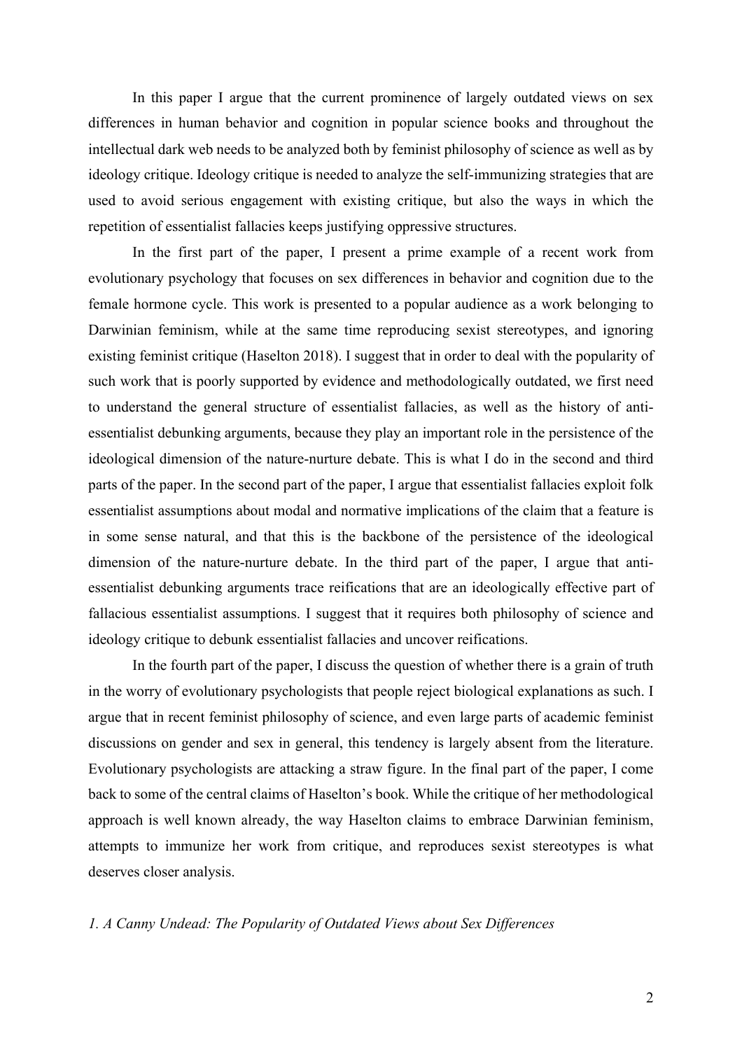In this paper I argue that the current prominence of largely outdated views on sex differences in human behavior and cognition in popular science books and throughout the intellectual dark web needs to be analyzed both by feminist philosophy of science as well as by ideology critique. Ideology critique is needed to analyze the self-immunizing strategies that are used to avoid serious engagement with existing critique, but also the ways in which the repetition of essentialist fallacies keeps justifying oppressive structures.

In the first part of the paper, I present a prime example of a recent work from evolutionary psychology that focuses on sex differences in behavior and cognition due to the female hormone cycle. This work is presented to a popular audience as a work belonging to Darwinian feminism, while at the same time reproducing sexist stereotypes, and ignoring existing feminist critique (Haselton 2018). I suggest that in order to deal with the popularity of such work that is poorly supported by evidence and methodologically outdated, we first need to understand the general structure of essentialist fallacies, as well as the history of anti-essentialist debunking arguments, because they play an important role in the persistence of the ideological dimension of the nature-nurture debate. This is what I do in the second and third parts of the paper. In the second part of the paper, I argue that essentialist fallacies exploit folk essentialist assumptions about modal and normative implications of the claim that a feature is in some sense natural, and that this is the backbone of the persistence of the ideological dimension of the nature-nurture debate. In the third part of the paper, I argue that anti-essentialist debunking arguments trace reifications that are an ideologically effective part of fallacious essentialist assumptions. I suggest that it requires both philosophy of science and ideology critique to debunk essentialist fallacies and uncover reifications.

In the fourth part of the paper, I discuss the question of whether there is a grain of truth in the worry of evolutionary psychologists that people reject biological explanations as such. I argue that in recent feminist philosophy of science, and even large parts of academic feminist discussions on gender and sex in general, this tendency is largely absent from the literature. Evolutionary psychologists are attacking a straw figure. In the final part of the paper, I come back to some of the central claims of Haselton's book. While the critique of her methodological approach is well known already, the way Haselton claims to embrace Darwinian feminism, attempts to immunize her work from critique, and reproduces sexist stereotypes is what deserves closer analysis.

## *1. A Canny Undead: The Popularity of Outdated Views about Sex Differences*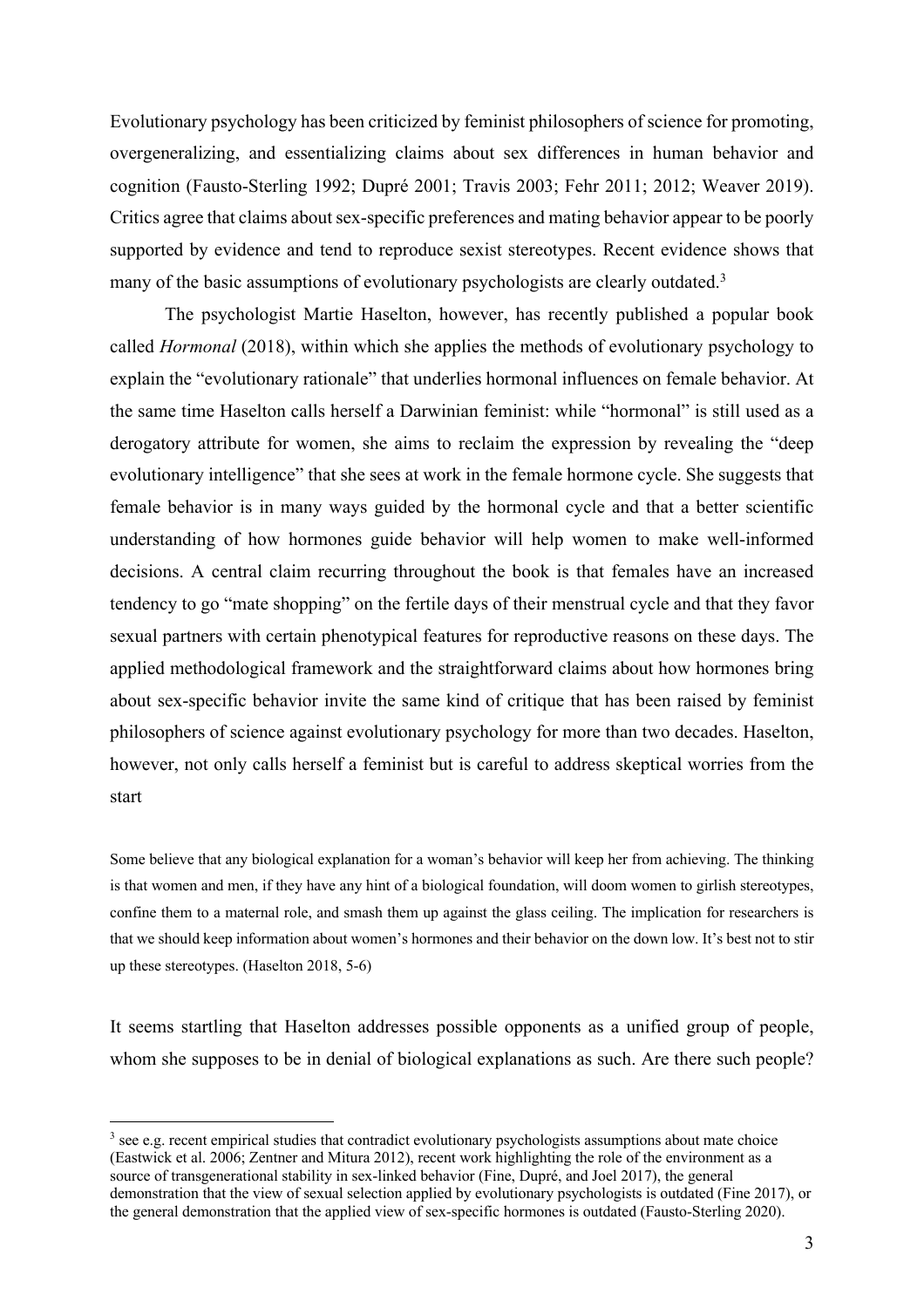Evolutionary psychology has been criticized by feminist philosophers of science for promoting, overgeneralizing, and essentializing claims about sex differences in human behavior and cognition (Fausto-Sterling 1992; Dupré 2001; Travis 2003; Fehr 2011; 2012; Weaver 2019). Critics agree that claims about sex-specific preferences and mating behavior appear to be poorly supported by evidence and tend to reproduce sexist stereotypes. Recent evidence shows that many of the basic assumptions of evolutionary psychologists are clearly outdated.[3]

The psychologist Martie Haselton, however, has recently published a popular book called *Hormonal* (2018), within which she applies the methods of evolutionary psychology to explain the "evolutionary rationale" that underlies hormonal influences on female behavior. At the same time Haselton calls herself a Darwinian feminist: while "hormonal" is still used as a derogatory attribute for women, she aims to reclaim the expression by revealing the "deep evolutionary intelligence" that she sees at work in the female hormone cycle. She suggests that female behavior is in many ways guided by the hormonal cycle and that a better scientific understanding of how hormones guide behavior will help women to make well-informed decisions. A central claim recurring throughout the book is that females have an increased tendency to go "mate shopping" on the fertile days of their menstrual cycle and that they favor sexual partners with certain phenotypical features for reproductive reasons on these days. The applied methodological framework and the straightforward claims about how hormones bring about sex-specific behavior invite the same kind of critique that has been raised by feminist philosophers of science against evolutionary psychology for more than two decades. Haselton, however, not only calls herself a feminist but is careful to address skeptical worries from the start

> Some believe that any biological explanation for a woman's behavior will keep her from achieving. The thinking is that women and men, if they have any hint of a biological foundation, will doom women to girlish stereotypes, confine them to a maternal role, and smash them up against the glass ceiling. The implication for researchers is that we should keep information about women's hormones and their behavior on the down low. It's best not to stir up these stereotypes. (Haselton 2018, 5-6)

It seems startling that Haselton addresses possible opponents as a unified group of people, whom she supposes to be in denial of biological explanations as such. Are there such people?

---

[3] see e.g. recent empirical studies that contradict evolutionary psychologists assumptions about mate choice (Eastwick et al. 2006; Zentner and Mitura 2012), recent work highlighting the role of the environment as a source of transgenerational stability in sex-linked behavior (Fine, Dupré, and Joel 2017), the general demonstration that the view of sexual selection applied by evolutionary psychologists is outdated (Fine 2017), or the general demonstration that the applied view of sex-specific hormones is outdated (Fausto-Sterling 2020).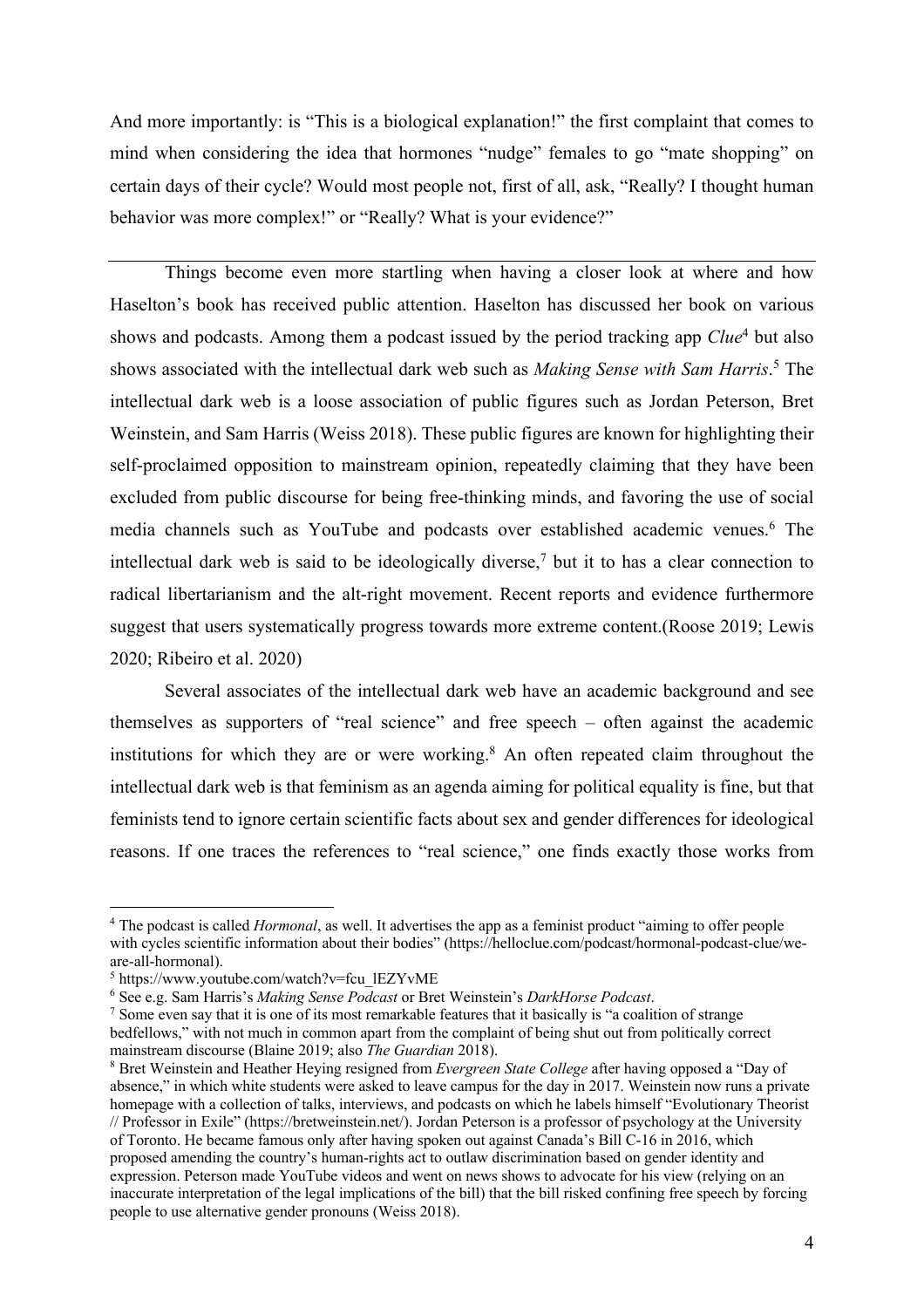And more importantly: is "This is a biological explanation!" the first complaint that comes to mind when considering the idea that hormones "nudge" females to go "mate shopping" on certain days of their cycle? Would most people not, first of all, ask, "Really? I thought human behavior was more complex!" or "Really? What is your evidence?"

---

Things become even more startling when having a closer look at where and how Haselton's book has received public attention. Haselton has discussed her book on various shows and podcasts. Among them a podcast issued by the period tracking app *Clue*[4] but also shows associated with the intellectual dark web such as *Making Sense with Sam Harris*.[5] The intellectual dark web is a loose association of public figures such as Jordan Peterson, Bret Weinstein, and Sam Harris (Weiss 2018). These public figures are known for highlighting their self-proclaimed opposition to mainstream opinion, repeatedly claiming that they have been excluded from public discourse for being free-thinking minds, and favoring the use of social media channels such as YouTube and podcasts over established academic venues.[6] The intellectual dark web is said to be ideologically diverse,[7] but it to has a clear connection to radical libertarianism and the alt-right movement. Recent reports and evidence furthermore suggest that users systematically progress towards more extreme content.(Roose 2019; Lewis 2020; Ribeiro et al. 2020)

Several associates of the intellectual dark web have an academic background and see themselves as supporters of "real science" and free speech – often against the academic institutions for which they are or were working.[8] An often repeated claim throughout the intellectual dark web is that feminism as an agenda aiming for political equality is fine, but that feminists tend to ignore certain scientific facts about sex and gender differences for ideological reasons. If one traces the references to "real science," one finds exactly those works from

---

[4] The podcast is called *Hormonal*, as well. It advertises the app as a feminist product "aiming to offer people with cycles scientific information about their bodies" (https://helloclue.com/podcast/hormonal-podcast-clue/we-are-all-hormonal).

[5] https://www.youtube.com/watch?v=fcu_lEZYvME

[6] See e.g. Sam Harris's *Making Sense Podcast* or Bret Weinstein's *DarkHorse Podcast*.

[7] Some even say that it is one of its most remarkable features that it basically is "a coalition of strange bedfellows," with not much in common apart from the complaint of being shut out from politically correct mainstream discourse (Blaine 2019; also *The Guardian* 2018).

[8] Bret Weinstein and Heather Heying resigned from *Evergreen State College* after having opposed a "Day of absence," in which white students were asked to leave campus for the day in 2017. Weinstein now runs a private homepage with a collection of talks, interviews, and podcasts on which he labels himself "Evolutionary Theorist // Professor in Exile" (https://bretweinstein.net/). Jordan Peterson is a professor of psychology at the University of Toronto. He became famous only after having spoken out against Canada's Bill C-16 in 2016, which proposed amending the country's human-rights act to outlaw discrimination based on gender identity and expression. Peterson made YouTube videos and went on news shows to advocate for his view (relying on an inaccurate interpretation of the legal implications of the bill) that the bill risked confining free speech by forcing people to use alternative gender pronouns (Weiss 2018).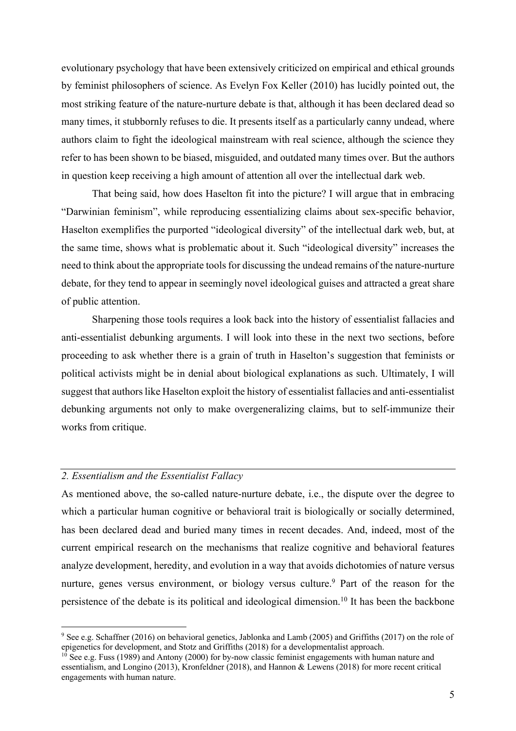evolutionary psychology that have been extensively criticized on empirical and ethical grounds by feminist philosophers of science. As Evelyn Fox Keller (2010) has lucidly pointed out, the most striking feature of the nature-nurture debate is that, although it has been declared dead so many times, it stubbornly refuses to die. It presents itself as a particularly canny undead, where authors claim to fight the ideological mainstream with real science, although the science they refer to has been shown to be biased, misguided, and outdated many times over. But the authors in question keep receiving a high amount of attention all over the intellectual dark web.

That being said, how does Haselton fit into the picture? I will argue that in embracing "Darwinian feminism", while reproducing essentializing claims about sex-specific behavior, Haselton exemplifies the purported "ideological diversity" of the intellectual dark web, but, at the same time, shows what is problematic about it. Such "ideological diversity" increases the need to think about the appropriate tools for discussing the undead remains of the nature-nurture debate, for they tend to appear in seemingly novel ideological guises and attracted a great share of public attention.

Sharpening those tools requires a look back into the history of essentialist fallacies and anti-essentialist debunking arguments. I will look into these in the next two sections, before proceeding to ask whether there is a grain of truth in Haselton's suggestion that feminists or political activists might be in denial about biological explanations as such. Ultimately, I will suggest that authors like Haselton exploit the history of essentialist fallacies and anti-essentialist debunking arguments not only to make overgeneralizing claims, but to self-immunize their works from critique.

## *2. Essentialism and the Essentialist Fallacy*

As mentioned above, the so-called nature-nurture debate, i.e., the dispute over the degree to which a particular human cognitive or behavioral trait is biologically or socially determined, has been declared dead and buried many times in recent decades. And, indeed, most of the current empirical research on the mechanisms that realize cognitive and behavioral features analyze development, heredity, and evolution in a way that avoids dichotomies of nature versus nurture, genes versus environment, or biology versus culture.[9] Part of the reason for the persistence of the debate is its political and ideological dimension.[10] It has been the backbone

---

[9] See e.g. Schaffner (2016) on behavioral genetics, Jablonka and Lamb (2005) and Griffiths (2017) on the role of epigenetics for development, and Stotz and Griffiths (2018) for a developmentalist approach.

[10] See e.g. Fuss (1989) and Antony (2000) for by-now classic feminist engagements with human nature and essentialism, and Longino (2013), Kronfeldner (2018), and Hannon & Lewens (2018) for more recent critical engagements with human nature.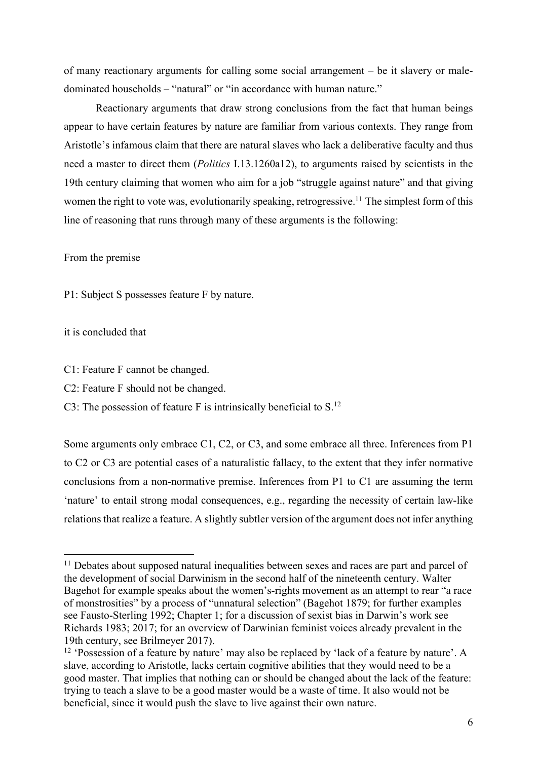of many reactionary arguments for calling some social arrangement – be it slavery or male-dominated households – "natural" or "in accordance with human nature."

Reactionary arguments that draw strong conclusions from the fact that human beings appear to have certain features by nature are familiar from various contexts. They range from Aristotle's infamous claim that there are natural slaves who lack a deliberative faculty and thus need a master to direct them (*Politics* I.13.1260a12), to arguments raised by scientists in the 19th century claiming that women who aim for a job "struggle against nature" and that giving women the right to vote was, evolutionarily speaking, retrogressive.[11] The simplest form of this line of reasoning that runs through many of these arguments is the following:

From the premise

P1: Subject S possesses feature F by nature.

it is concluded that

C1: Feature F cannot be changed.
C2: Feature F should not be changed.
C3: The possession of feature F is intrinsically beneficial to S.[12]

Some arguments only embrace C1, C2, or C3, and some embrace all three. Inferences from P1 to C2 or C3 are potential cases of a naturalistic fallacy, to the extent that they infer normative conclusions from a non-normative premise. Inferences from P1 to C1 are assuming the term 'nature' to entail strong modal consequences, e.g., regarding the necessity of certain law-like relations that realize a feature. A slightly subtler version of the argument does not infer anything

[11] Debates about supposed natural inequalities between sexes and races are part and parcel of the development of social Darwinism in the second half of the nineteenth century. Walter Bagehot for example speaks about the women's-rights movement as an attempt to rear "a race of monstrosities" by a process of "unnatural selection" (Bagehot 1879; for further examples see Fausto-Sterling 1992; Chapter 1; for a discussion of sexist bias in Darwin's work see Richards 1983; 2017; for an overview of Darwinian feminist voices already prevalent in the 19th century, see Brilmeyer 2017).

[12] 'Possession of a feature by nature' may also be replaced by 'lack of a feature by nature'. A slave, according to Aristotle, lacks certain cognitive abilities that they would need to be a good master. That implies that nothing can or should be changed about the lack of the feature: trying to teach a slave to be a good master would be a waste of time. It also would not be beneficial, since it would push the slave to live against their own nature.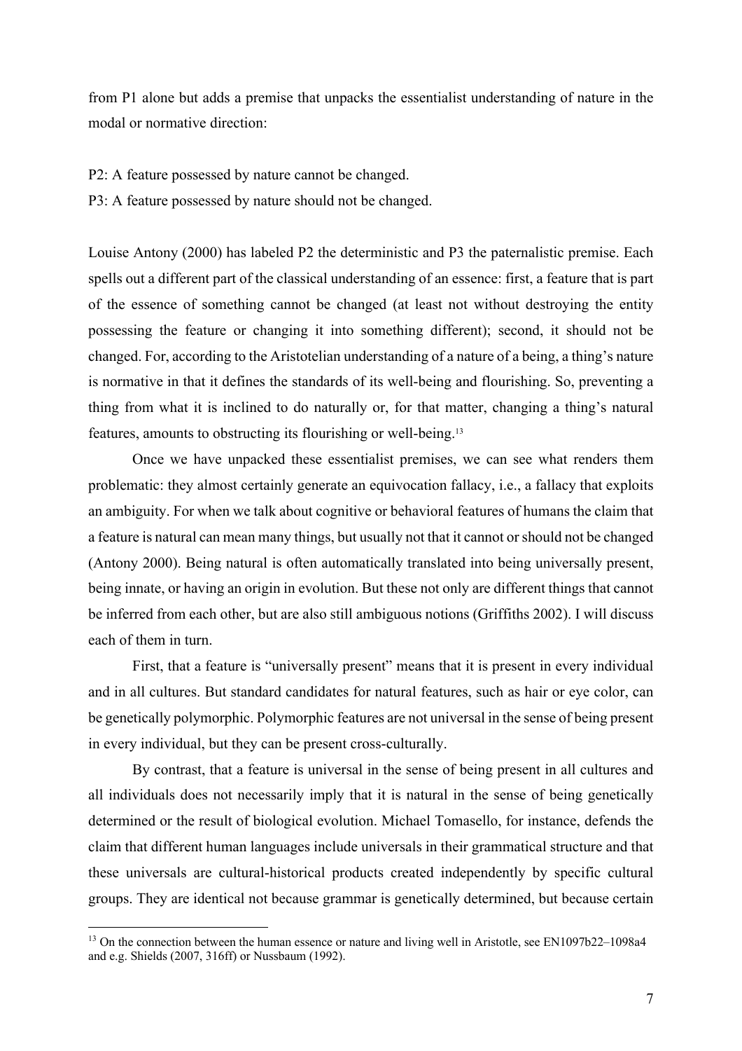from P1 alone but adds a premise that unpacks the essentialist understanding of nature in the modal or normative direction:

P2: A feature possessed by nature cannot be changed.

P3: A feature possessed by nature should not be changed.

Louise Antony (2000) has labeled P2 the deterministic and P3 the paternalistic premise. Each spells out a different part of the classical understanding of an essence: first, a feature that is part of the essence of something cannot be changed (at least not without destroying the entity possessing the feature or changing it into something different); second, it should not be changed. For, according to the Aristotelian understanding of a nature of a being, a thing's nature is normative in that it defines the standards of its well-being and flourishing. So, preventing a thing from what it is inclined to do naturally or, for that matter, changing a thing's natural features, amounts to obstructing its flourishing or well-being.[13]

Once we have unpacked these essentialist premises, we can see what renders them problematic: they almost certainly generate an equivocation fallacy, i.e., a fallacy that exploits an ambiguity. For when we talk about cognitive or behavioral features of humans the claim that a feature is natural can mean many things, but usually not that it cannot or should not be changed (Antony 2000). Being natural is often automatically translated into being universally present, being innate, or having an origin in evolution. But these not only are different things that cannot be inferred from each other, but are also still ambiguous notions (Griffiths 2002). I will discuss each of them in turn.

First, that a feature is "universally present" means that it is present in every individual and in all cultures. But standard candidates for natural features, such as hair or eye color, can be genetically polymorphic. Polymorphic features are not universal in the sense of being present in every individual, but they can be present cross-culturally.

By contrast, that a feature is universal in the sense of being present in all cultures and all individuals does not necessarily imply that it is natural in the sense of being genetically determined or the result of biological evolution. Michael Tomasello, for instance, defends the claim that different human languages include universals in their grammatical structure and that these universals are cultural-historical products created independently by specific cultural groups. They are identical not because grammar is genetically determined, but because certain

[13] On the connection between the human essence or nature and living well in Aristotle, see EN1097b22–1098a4 and e.g. Shields (2007, 316ff) or Nussbaum (1992).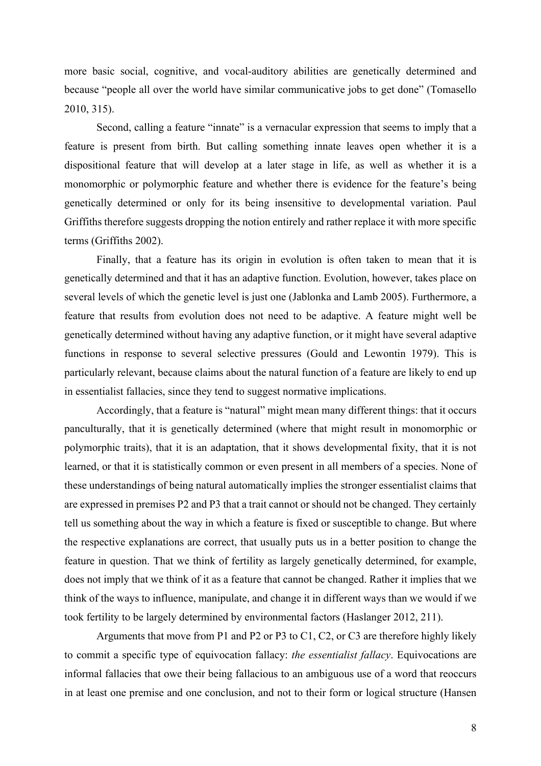more basic social, cognitive, and vocal-auditory abilities are genetically determined and because "people all over the world have similar communicative jobs to get done" (Tomasello 2010, 315).

Second, calling a feature "innate" is a vernacular expression that seems to imply that a feature is present from birth. But calling something innate leaves open whether it is a dispositional feature that will develop at a later stage in life, as well as whether it is a monomorphic or polymorphic feature and whether there is evidence for the feature's being genetically determined or only for its being insensitive to developmental variation. Paul Griffiths therefore suggests dropping the notion entirely and rather replace it with more specific terms (Griffiths 2002).

Finally, that a feature has its origin in evolution is often taken to mean that it is genetically determined and that it has an adaptive function. Evolution, however, takes place on several levels of which the genetic level is just one (Jablonka and Lamb 2005). Furthermore, a feature that results from evolution does not need to be adaptive. A feature might well be genetically determined without having any adaptive function, or it might have several adaptive functions in response to several selective pressures (Gould and Lewontin 1979). This is particularly relevant, because claims about the natural function of a feature are likely to end up in essentialist fallacies, since they tend to suggest normative implications.

Accordingly, that a feature is "natural" might mean many different things: that it occurs panculturally, that it is genetically determined (where that might result in monomorphic or polymorphic traits), that it is an adaptation, that it shows developmental fixity, that it is not learned, or that it is statistically common or even present in all members of a species. None of these understandings of being natural automatically implies the stronger essentialist claims that are expressed in premises P2 and P3 that a trait cannot or should not be changed. They certainly tell us something about the way in which a feature is fixed or susceptible to change. But where the respective explanations are correct, that usually puts us in a better position to change the feature in question. That we think of fertility as largely genetically determined, for example, does not imply that we think of it as a feature that cannot be changed. Rather it implies that we think of the ways to influence, manipulate, and change it in different ways than we would if we took fertility to be largely determined by environmental factors (Haslanger 2012, 211).

Arguments that move from P1 and P2 or P3 to C1, C2, or C3 are therefore highly likely to commit a specific type of equivocation fallacy: *the essentialist fallacy*. Equivocations are informal fallacies that owe their being fallacious to an ambiguous use of a word that reoccurs in at least one premise and one conclusion, and not to their form or logical structure (Hansen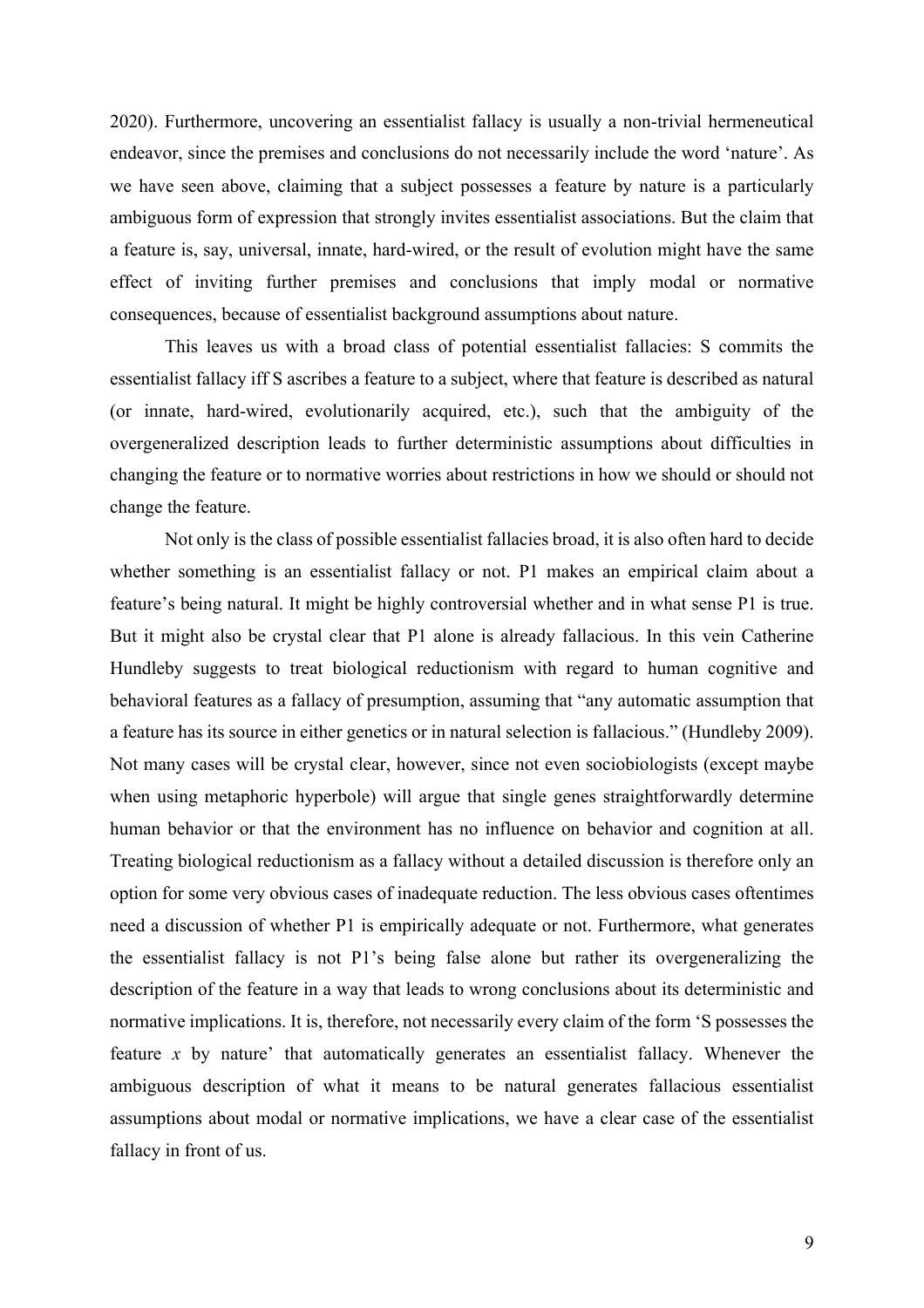2020). Furthermore, uncovering an essentialist fallacy is usually a non-trivial hermeneutical endeavor, since the premises and conclusions do not necessarily include the word 'nature'. As we have seen above, claiming that a subject possesses a feature by nature is a particularly ambiguous form of expression that strongly invites essentialist associations. But the claim that a feature is, say, universal, innate, hard-wired, or the result of evolution might have the same effect of inviting further premises and conclusions that imply modal or normative consequences, because of essentialist background assumptions about nature.

This leaves us with a broad class of potential essentialist fallacies: S commits the essentialist fallacy iff S ascribes a feature to a subject, where that feature is described as natural (or innate, hard-wired, evolutionarily acquired, etc.), such that the ambiguity of the overgeneralized description leads to further deterministic assumptions about difficulties in changing the feature or to normative worries about restrictions in how we should or should not change the feature.

Not only is the class of possible essentialist fallacies broad, it is also often hard to decide whether something is an essentialist fallacy or not. P1 makes an empirical claim about a feature's being natural. It might be highly controversial whether and in what sense P1 is true. But it might also be crystal clear that P1 alone is already fallacious. In this vein Catherine Hundleby suggests to treat biological reductionism with regard to human cognitive and behavioral features as a fallacy of presumption, assuming that "any automatic assumption that a feature has its source in either genetics or in natural selection is fallacious." (Hundleby 2009). Not many cases will be crystal clear, however, since not even sociobiologists (except maybe when using metaphoric hyperbole) will argue that single genes straightforwardly determine human behavior or that the environment has no influence on behavior and cognition at all. Treating biological reductionism as a fallacy without a detailed discussion is therefore only an option for some very obvious cases of inadequate reduction. The less obvious cases oftentimes need a discussion of whether P1 is empirically adequate or not. Furthermore, what generates the essentialist fallacy is not P1's being false alone but rather its overgeneralizing the description of the feature in a way that leads to wrong conclusions about its deterministic and normative implications. It is, therefore, not necessarily every claim of the form 'S possesses the feature *x* by nature' that automatically generates an essentialist fallacy. Whenever the ambiguous description of what it means to be natural generates fallacious essentialist assumptions about modal or normative implications, we have a clear case of the essentialist fallacy in front of us.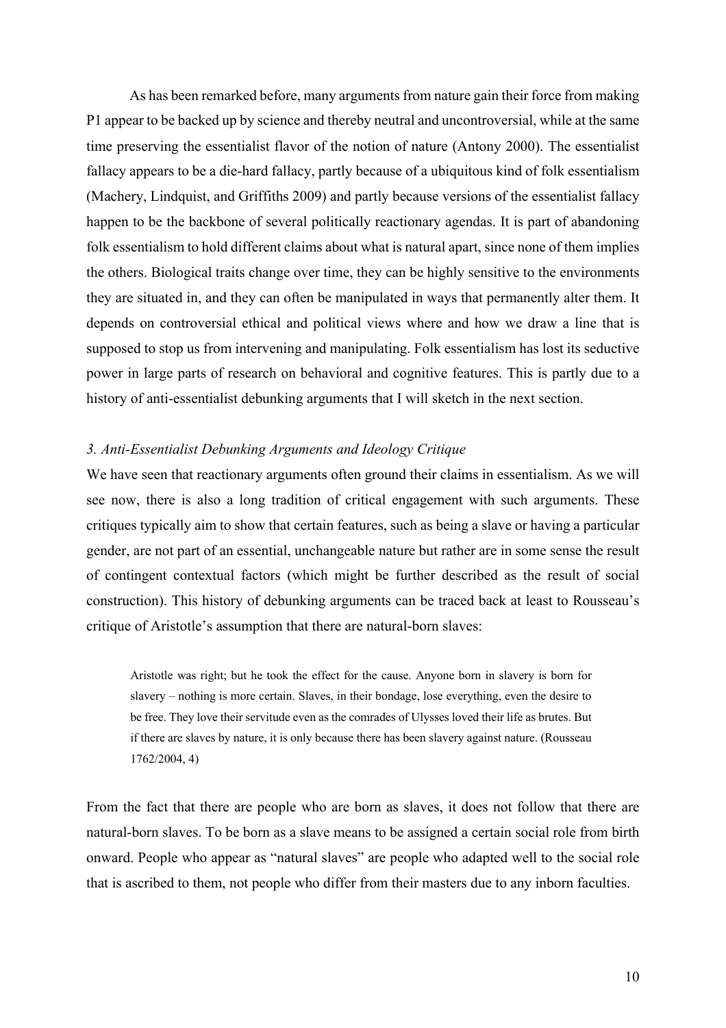As has been remarked before, many arguments from nature gain their force from making P1 appear to be backed up by science and thereby neutral and uncontroversial, while at the same time preserving the essentialist flavor of the notion of nature (Antony 2000). The essentialist fallacy appears to be a die-hard fallacy, partly because of a ubiquitous kind of folk essentialism (Machery, Lindquist, and Griffiths 2009) and partly because versions of the essentialist fallacy happen to be the backbone of several politically reactionary agendas. It is part of abandoning folk essentialism to hold different claims about what is natural apart, since none of them implies the others. Biological traits change over time, they can be highly sensitive to the environments they are situated in, and they can often be manipulated in ways that permanently alter them. It depends on controversial ethical and political views where and how we draw a line that is supposed to stop us from intervening and manipulating. Folk essentialism has lost its seductive power in large parts of research on behavioral and cognitive features. This is partly due to a history of anti-essentialist debunking arguments that I will sketch in the next section.

### *3. Anti-Essentialist Debunking Arguments and Ideology Critique*

We have seen that reactionary arguments often ground their claims in essentialism. As we will see now, there is also a long tradition of critical engagement with such arguments. These critiques typically aim to show that certain features, such as being a slave or having a particular gender, are not part of an essential, unchangeable nature but rather are in some sense the result of contingent contextual factors (which might be further described as the result of social construction). This history of debunking arguments can be traced back at least to Rousseau's critique of Aristotle's assumption that there are natural-born slaves:

> Aristotle was right; but he took the effect for the cause. Anyone born in slavery is born for slavery – nothing is more certain. Slaves, in their bondage, lose everything, even the desire to be free. They love their servitude even as the comrades of Ulysses loved their life as brutes. But if there are slaves by nature, it is only because there has been slavery against nature. (Rousseau 1762/2004, 4)

From the fact that there are people who are born as slaves, it does not follow that there are natural-born slaves. To be born as a slave means to be assigned a certain social role from birth onward. People who appear as "natural slaves" are people who adapted well to the social role that is ascribed to them, not people who differ from their masters due to any inborn faculties.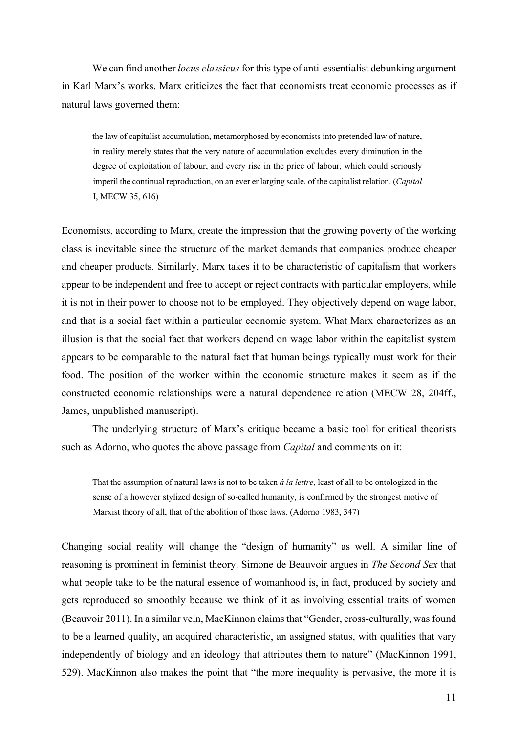We can find another *locus classicus* for this type of anti-essentialist debunking argument in Karl Marx's works. Marx criticizes the fact that economists treat economic processes as if natural laws governed them:

> the law of capitalist accumulation, metamorphosed by economists into pretended law of nature, in reality merely states that the very nature of accumulation excludes every diminution in the degree of exploitation of labour, and every rise in the price of labour, which could seriously imperil the continual reproduction, on an ever enlarging scale, of the capitalist relation. (*Capital* I, MECW 35, 616)

Economists, according to Marx, create the impression that the growing poverty of the working class is inevitable since the structure of the market demands that companies produce cheaper and cheaper products. Similarly, Marx takes it to be characteristic of capitalism that workers appear to be independent and free to accept or reject contracts with particular employers, while it is not in their power to choose not to be employed. They objectively depend on wage labor, and that is a social fact within a particular economic system. What Marx characterizes as an illusion is that the social fact that workers depend on wage labor within the capitalist system appears to be comparable to the natural fact that human beings typically must work for their food. The position of the worker within the economic structure makes it seem as if the constructed economic relationships were a natural dependence relation (MECW 28, 204ff., James, unpublished manuscript).

The underlying structure of Marx's critique became a basic tool for critical theorists such as Adorno, who quotes the above passage from *Capital* and comments on it:

> That the assumption of natural laws is not to be taken *à la lettre*, least of all to be ontologized in the sense of a however stylized design of so-called humanity, is confirmed by the strongest motive of Marxist theory of all, that of the abolition of those laws. (Adorno 1983, 347)

Changing social reality will change the "design of humanity" as well. A similar line of reasoning is prominent in feminist theory. Simone de Beauvoir argues in *The Second Sex* that what people take to be the natural essence of womanhood is, in fact, produced by society and gets reproduced so smoothly because we think of it as involving essential traits of women (Beauvoir 2011). In a similar vein, MacKinnon claims that "Gender, cross-culturally, was found to be a learned quality, an acquired characteristic, an assigned status, with qualities that vary independently of biology and an ideology that attributes them to nature" (MacKinnon 1991, 529). MacKinnon also makes the point that "the more inequality is pervasive, the more it is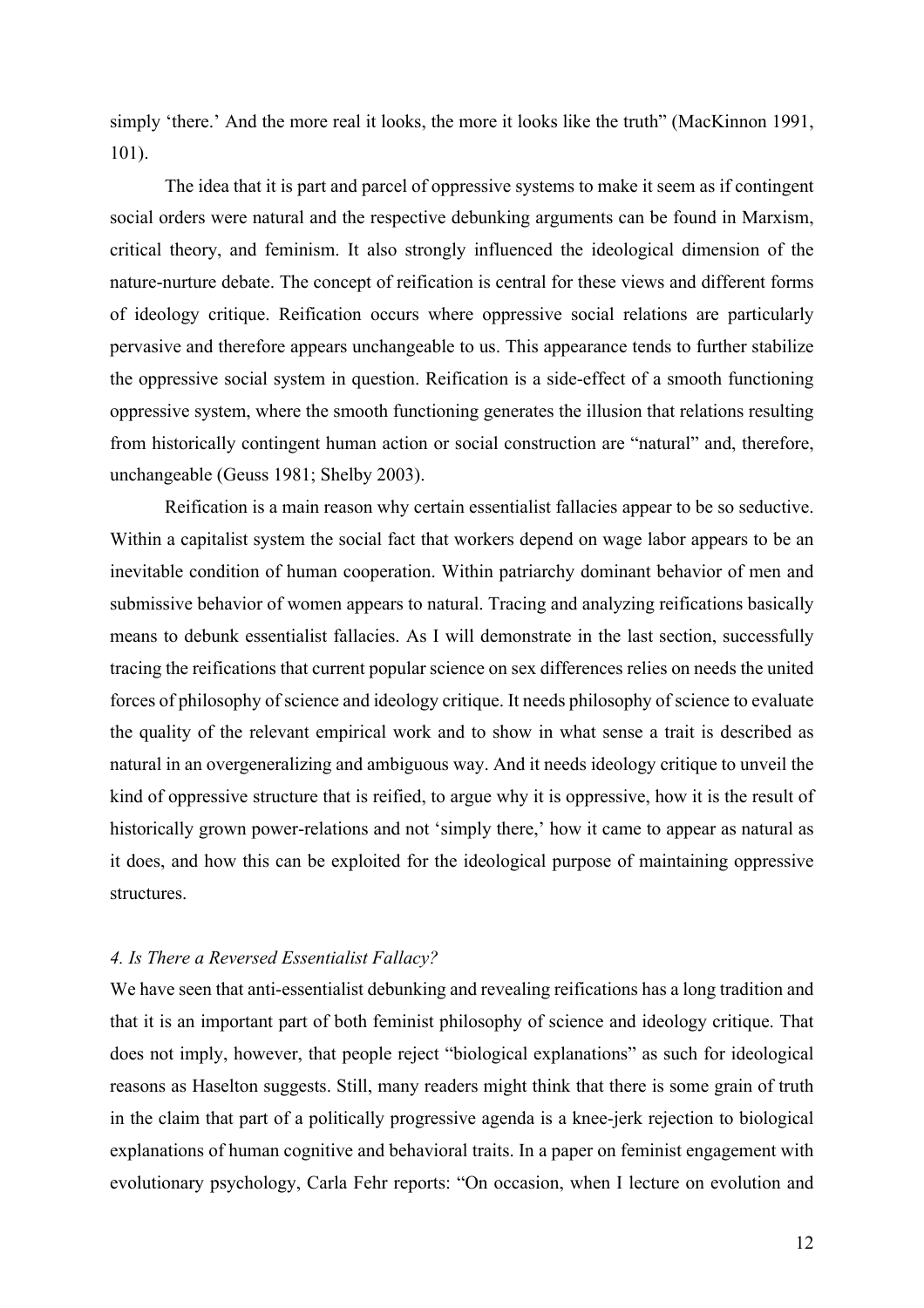simply 'there.' And the more real it looks, the more it looks like the truth" (MacKinnon 1991, 101).

The idea that it is part and parcel of oppressive systems to make it seem as if contingent social orders were natural and the respective debunking arguments can be found in Marxism, critical theory, and feminism. It also strongly influenced the ideological dimension of the nature-nurture debate. The concept of reification is central for these views and different forms of ideology critique. Reification occurs where oppressive social relations are particularly pervasive and therefore appears unchangeable to us. This appearance tends to further stabilize the oppressive social system in question. Reification is a side-effect of a smooth functioning oppressive system, where the smooth functioning generates the illusion that relations resulting from historically contingent human action or social construction are "natural" and, therefore, unchangeable (Geuss 1981; Shelby 2003).

Reification is a main reason why certain essentialist fallacies appear to be so seductive. Within a capitalist system the social fact that workers depend on wage labor appears to be an inevitable condition of human cooperation. Within patriarchy dominant behavior of men and submissive behavior of women appears to natural. Tracing and analyzing reifications basically means to debunk essentialist fallacies. As I will demonstrate in the last section, successfully tracing the reifications that current popular science on sex differences relies on needs the united forces of philosophy of science and ideology critique. It needs philosophy of science to evaluate the quality of the relevant empirical work and to show in what sense a trait is described as natural in an overgeneralizing and ambiguous way. And it needs ideology critique to unveil the kind of oppressive structure that is reified, to argue why it is oppressive, how it is the result of historically grown power-relations and not 'simply there,' how it came to appear as natural as it does, and how this can be exploited for the ideological purpose of maintaining oppressive structures.

### *4. Is There a Reversed Essentialist Fallacy?*

We have seen that anti-essentialist debunking and revealing reifications has a long tradition and that it is an important part of both feminist philosophy of science and ideology critique. That does not imply, however, that people reject "biological explanations" as such for ideological reasons as Haselton suggests. Still, many readers might think that there is some grain of truth in the claim that part of a politically progressive agenda is a knee-jerk rejection to biological explanations of human cognitive and behavioral traits. In a paper on feminist engagement with evolutionary psychology, Carla Fehr reports: "On occasion, when I lecture on evolution and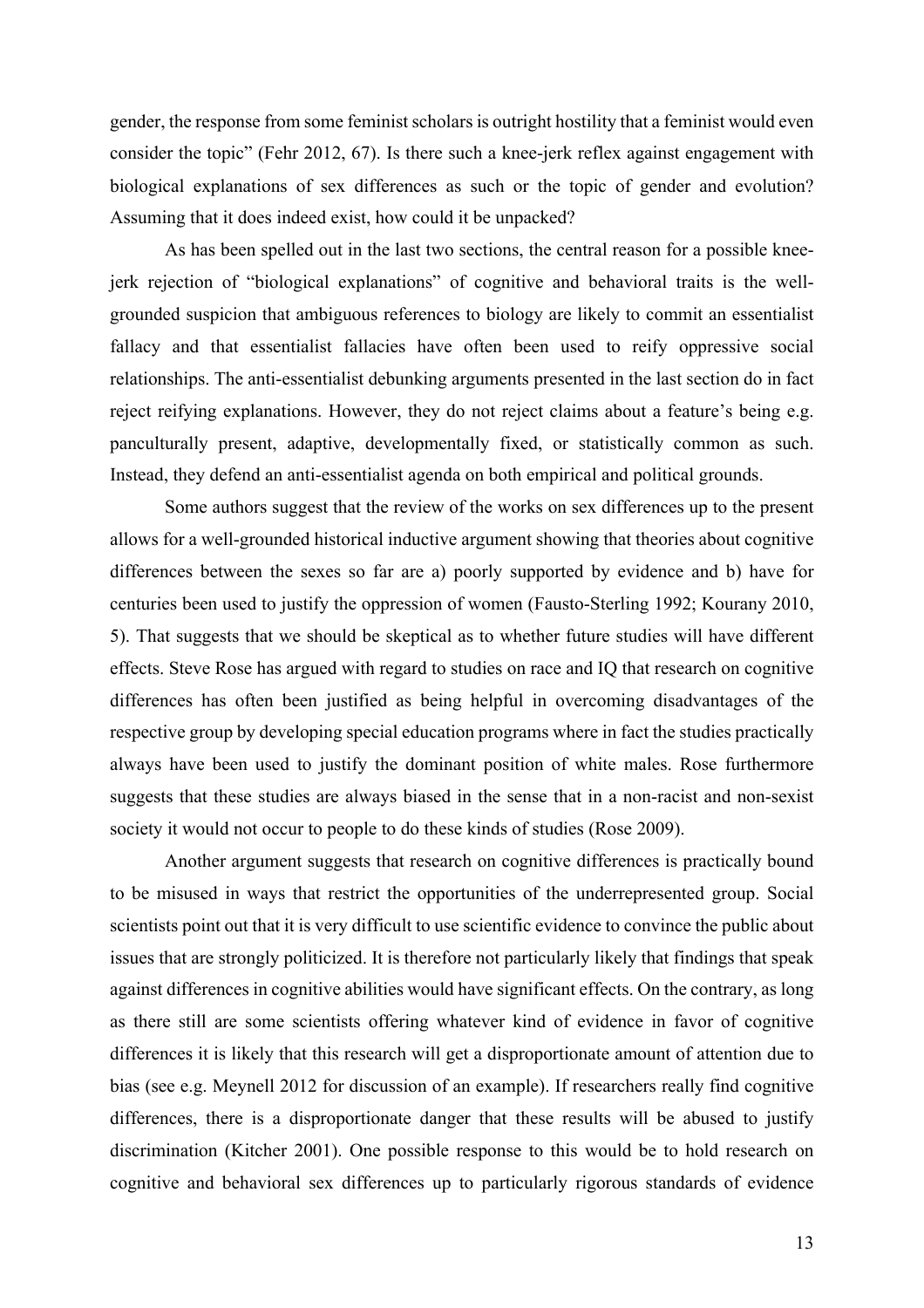gender, the response from some feminist scholars is outright hostility that a feminist would even consider the topic" (Fehr 2012, 67). Is there such a knee-jerk reflex against engagement with biological explanations of sex differences as such or the topic of gender and evolution? Assuming that it does indeed exist, how could it be unpacked?

As has been spelled out in the last two sections, the central reason for a possible knee-jerk rejection of "biological explanations" of cognitive and behavioral traits is the well-grounded suspicion that ambiguous references to biology are likely to commit an essentialist fallacy and that essentialist fallacies have often been used to reify oppressive social relationships. The anti-essentialist debunking arguments presented in the last section do in fact reject reifying explanations. However, they do not reject claims about a feature's being e.g. panculturally present, adaptive, developmentally fixed, or statistically common as such. Instead, they defend an anti-essentialist agenda on both empirical and political grounds.

Some authors suggest that the review of the works on sex differences up to the present allows for a well-grounded historical inductive argument showing that theories about cognitive differences between the sexes so far are a) poorly supported by evidence and b) have for centuries been used to justify the oppression of women (Fausto-Sterling 1992; Kourany 2010, 5). That suggests that we should be skeptical as to whether future studies will have different effects. Steve Rose has argued with regard to studies on race and IQ that research on cognitive differences has often been justified as being helpful in overcoming disadvantages of the respective group by developing special education programs where in fact the studies practically always have been used to justify the dominant position of white males. Rose furthermore suggests that these studies are always biased in the sense that in a non-racist and non-sexist society it would not occur to people to do these kinds of studies (Rose 2009).

Another argument suggests that research on cognitive differences is practically bound to be misused in ways that restrict the opportunities of the underrepresented group. Social scientists point out that it is very difficult to use scientific evidence to convince the public about issues that are strongly politicized. It is therefore not particularly likely that findings that speak against differences in cognitive abilities would have significant effects. On the contrary, as long as there still are some scientists offering whatever kind of evidence in favor of cognitive differences it is likely that this research will get a disproportionate amount of attention due to bias (see e.g. Meynell 2012 for discussion of an example). If researchers really find cognitive differences, there is a disproportionate danger that these results will be abused to justify discrimination (Kitcher 2001). One possible response to this would be to hold research on cognitive and behavioral sex differences up to particularly rigorous standards of evidence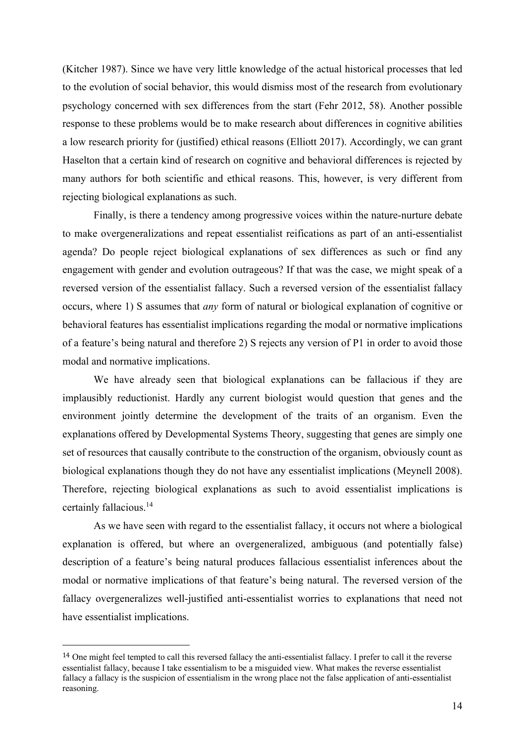(Kitcher 1987). Since we have very little knowledge of the actual historical processes that led to the evolution of social behavior, this would dismiss most of the research from evolutionary psychology concerned with sex differences from the start (Fehr 2012, 58). Another possible response to these problems would be to make research about differences in cognitive abilities a low research priority for (justified) ethical reasons (Elliott 2017). Accordingly, we can grant Haselton that a certain kind of research on cognitive and behavioral differences is rejected by many authors for both scientific and ethical reasons. This, however, is very different from rejecting biological explanations as such.

Finally, is there a tendency among progressive voices within the nature-nurture debate to make overgeneralizations and repeat essentialist reifications as part of an anti-essentialist agenda? Do people reject biological explanations of sex differences as such or find any engagement with gender and evolution outrageous? If that was the case, we might speak of a reversed version of the essentialist fallacy. Such a reversed version of the essentialist fallacy occurs, where 1) S assumes that *any* form of natural or biological explanation of cognitive or behavioral features has essentialist implications regarding the modal or normative implications of a feature's being natural and therefore 2) S rejects any version of P1 in order to avoid those modal and normative implications.

We have already seen that biological explanations can be fallacious if they are implausibly reductionist. Hardly any current biologist would question that genes and the environment jointly determine the development of the traits of an organism. Even the explanations offered by Developmental Systems Theory, suggesting that genes are simply one set of resources that causally contribute to the construction of the organism, obviously count as biological explanations though they do not have any essentialist implications (Meynell 2008). Therefore, rejecting biological explanations as such to avoid essentialist implications is certainly fallacious.[14]

As we have seen with regard to the essentialist fallacy, it occurs not where a biological explanation is offered, but where an overgeneralized, ambiguous (and potentially false) description of a feature's being natural produces fallacious essentialist inferences about the modal or normative implications of that feature's being natural. The reversed version of the fallacy overgeneralizes well-justified anti-essentialist worries to explanations that need not have essentialist implications.

---

[14] One might feel tempted to call this reversed fallacy the anti-essentialist fallacy. I prefer to call it the reverse essentialist fallacy, because I take essentialism to be a misguided view. What makes the reverse essentialist fallacy a fallacy is the suspicion of essentialism in the wrong place not the false application of anti-essentialist reasoning.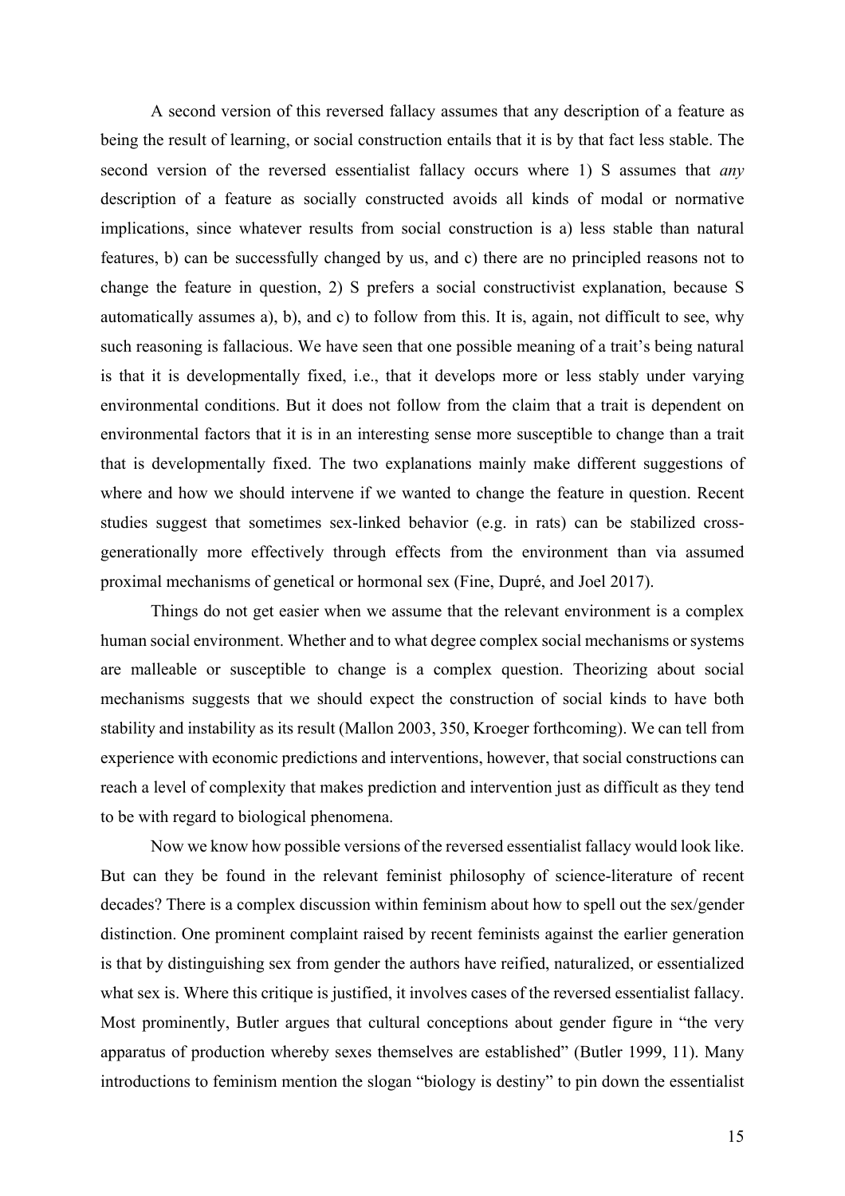A second version of this reversed fallacy assumes that any description of a feature as being the result of learning, or social construction entails that it is by that fact less stable. The second version of the reversed essentialist fallacy occurs where 1) S assumes that *any* description of a feature as socially constructed avoids all kinds of modal or normative implications, since whatever results from social construction is a) less stable than natural features, b) can be successfully changed by us, and c) there are no principled reasons not to change the feature in question, 2) S prefers a social constructivist explanation, because S automatically assumes a), b), and c) to follow from this. It is, again, not difficult to see, why such reasoning is fallacious. We have seen that one possible meaning of a trait's being natural is that it is developmentally fixed, i.e., that it develops more or less stably under varying environmental conditions. But it does not follow from the claim that a trait is dependent on environmental factors that it is in an interesting sense more susceptible to change than a trait that is developmentally fixed. The two explanations mainly make different suggestions of where and how we should intervene if we wanted to change the feature in question. Recent studies suggest that sometimes sex-linked behavior (e.g. in rats) can be stabilized cross-generationally more effectively through effects from the environment than via assumed proximal mechanisms of genetical or hormonal sex (Fine, Dupré, and Joel 2017).

Things do not get easier when we assume that the relevant environment is a complex human social environment. Whether and to what degree complex social mechanisms or systems are malleable or susceptible to change is a complex question. Theorizing about social mechanisms suggests that we should expect the construction of social kinds to have both stability and instability as its result (Mallon 2003, 350, Kroeger forthcoming). We can tell from experience with economic predictions and interventions, however, that social constructions can reach a level of complexity that makes prediction and intervention just as difficult as they tend to be with regard to biological phenomena.

Now we know how possible versions of the reversed essentialist fallacy would look like. But can they be found in the relevant feminist philosophy of science-literature of recent decades? There is a complex discussion within feminism about how to spell out the sex/gender distinction. One prominent complaint raised by recent feminists against the earlier generation is that by distinguishing sex from gender the authors have reified, naturalized, or essentialized what sex is. Where this critique is justified, it involves cases of the reversed essentialist fallacy. Most prominently, Butler argues that cultural conceptions about gender figure in "the very apparatus of production whereby sexes themselves are established" (Butler 1999, 11). Many introductions to feminism mention the slogan "biology is destiny" to pin down the essentialist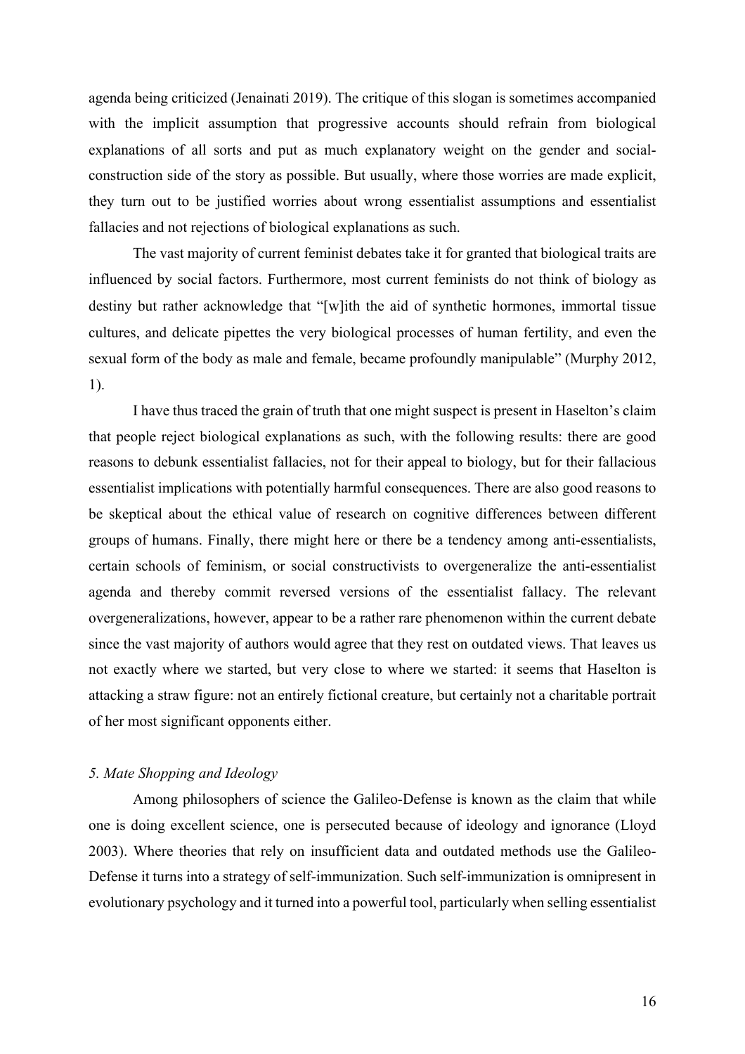agenda being criticized (Jenainati 2019). The critique of this slogan is sometimes accompanied with the implicit assumption that progressive accounts should refrain from biological explanations of all sorts and put as much explanatory weight on the gender and social-construction side of the story as possible. But usually, where those worries are made explicit, they turn out to be justified worries about wrong essentialist assumptions and essentialist fallacies and not rejections of biological explanations as such.

The vast majority of current feminist debates take it for granted that biological traits are influenced by social factors. Furthermore, most current feminists do not think of biology as destiny but rather acknowledge that "[w]ith the aid of synthetic hormones, immortal tissue cultures, and delicate pipettes the very biological processes of human fertility, and even the sexual form of the body as male and female, became profoundly manipulable" (Murphy 2012, 1).

I have thus traced the grain of truth that one might suspect is present in Haselton's claim that people reject biological explanations as such, with the following results: there are good reasons to debunk essentialist fallacies, not for their appeal to biology, but for their fallacious essentialist implications with potentially harmful consequences. There are also good reasons to be skeptical about the ethical value of research on cognitive differences between different groups of humans. Finally, there might here or there be a tendency among anti-essentialists, certain schools of feminism, or social constructivists to overgeneralize the anti-essentialist agenda and thereby commit reversed versions of the essentialist fallacy. The relevant overgeneralizations, however, appear to be a rather rare phenomenon within the current debate since the vast majority of authors would agree that they rest on outdated views. That leaves us not exactly where we started, but very close to where we started: it seems that Haselton is attacking a straw figure: not an entirely fictional creature, but certainly not a charitable portrait of her most significant opponents either.

### *5. Mate Shopping and Ideology*

Among philosophers of science the Galileo-Defense is known as the claim that while one is doing excellent science, one is persecuted because of ideology and ignorance (Lloyd 2003). Where theories that rely on insufficient data and outdated methods use the Galileo-Defense it turns into a strategy of self-immunization. Such self-immunization is omnipresent in evolutionary psychology and it turned into a powerful tool, particularly when selling essentialist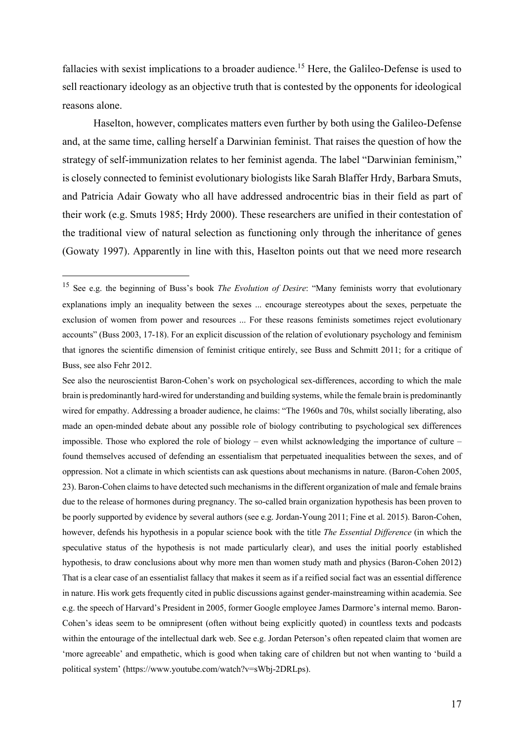fallacies with sexist implications to a broader audience.[15] Here, the Galileo-Defense is used to sell reactionary ideology as an objective truth that is contested by the opponents for ideological reasons alone.

Haselton, however, complicates matters even further by both using the Galileo-Defense and, at the same time, calling herself a Darwinian feminist. That raises the question of how the strategy of self-immunization relates to her feminist agenda. The label "Darwinian feminism," is closely connected to feminist evolutionary biologists like Sarah Blaffer Hrdy, Barbara Smuts, and Patricia Adair Gowaty who all have addressed androcentric bias in their field as part of their work (e.g. Smuts 1985; Hrdy 2000). These researchers are unified in their contestation of the traditional view of natural selection as functioning only through the inheritance of genes (Gowaty 1997). Apparently in line with this, Haselton points out that we need more research

---

[15] See e.g. the beginning of Buss's book *The Evolution of Desire*: "Many feminists worry that evolutionary explanations imply an inequality between the sexes ... encourage stereotypes about the sexes, perpetuate the exclusion of women from power and resources ... For these reasons feminists sometimes reject evolutionary accounts" (Buss 2003, 17-18). For an explicit discussion of the relation of evolutionary psychology and feminism that ignores the scientific dimension of feminist critique entirely, see Buss and Schmitt 2011; for a critique of Buss, see also Fehr 2012.

See also the neuroscientist Baron-Cohen's work on psychological sex-differences, according to which the male brain is predominantly hard-wired for understanding and building systems, while the female brain is predominantly wired for empathy. Addressing a broader audience, he claims: "The 1960s and 70s, whilst socially liberating, also made an open-minded debate about any possible role of biology contributing to psychological sex differences impossible. Those who explored the role of biology – even whilst acknowledging the importance of culture – found themselves accused of defending an essentialism that perpetuated inequalities between the sexes, and of oppression. Not a climate in which scientists can ask questions about mechanisms in nature. (Baron-Cohen 2005, 23). Baron-Cohen claims to have detected such mechanisms in the different organization of male and female brains due to the release of hormones during pregnancy. The so-called brain organization hypothesis has been proven to be poorly supported by evidence by several authors (see e.g. Jordan-Young 2011; Fine et al. 2015). Baron-Cohen, however, defends his hypothesis in a popular science book with the title *The Essential Difference* (in which the speculative status of the hypothesis is not made particularly clear), and uses the initial poorly established hypothesis, to draw conclusions about why more men than women study math and physics (Baron-Cohen 2012) That is a clear case of an essentialist fallacy that makes it seem as if a reified social fact was an essential difference in nature. His work gets frequently cited in public discussions against gender-mainstreaming within academia. See e.g. the speech of Harvard's President in 2005, former Google employee James Darmore's internal memo. Baron-Cohen's ideas seem to be omnipresent (often without being explicitly quoted) in countless texts and podcasts within the entourage of the intellectual dark web. See e.g. Jordan Peterson's often repeated claim that women are 'more agreeable' and empathetic, which is good when taking care of children but not when wanting to 'build a political system' (https://www.youtube.com/watch?v=sWbj-2DRLps).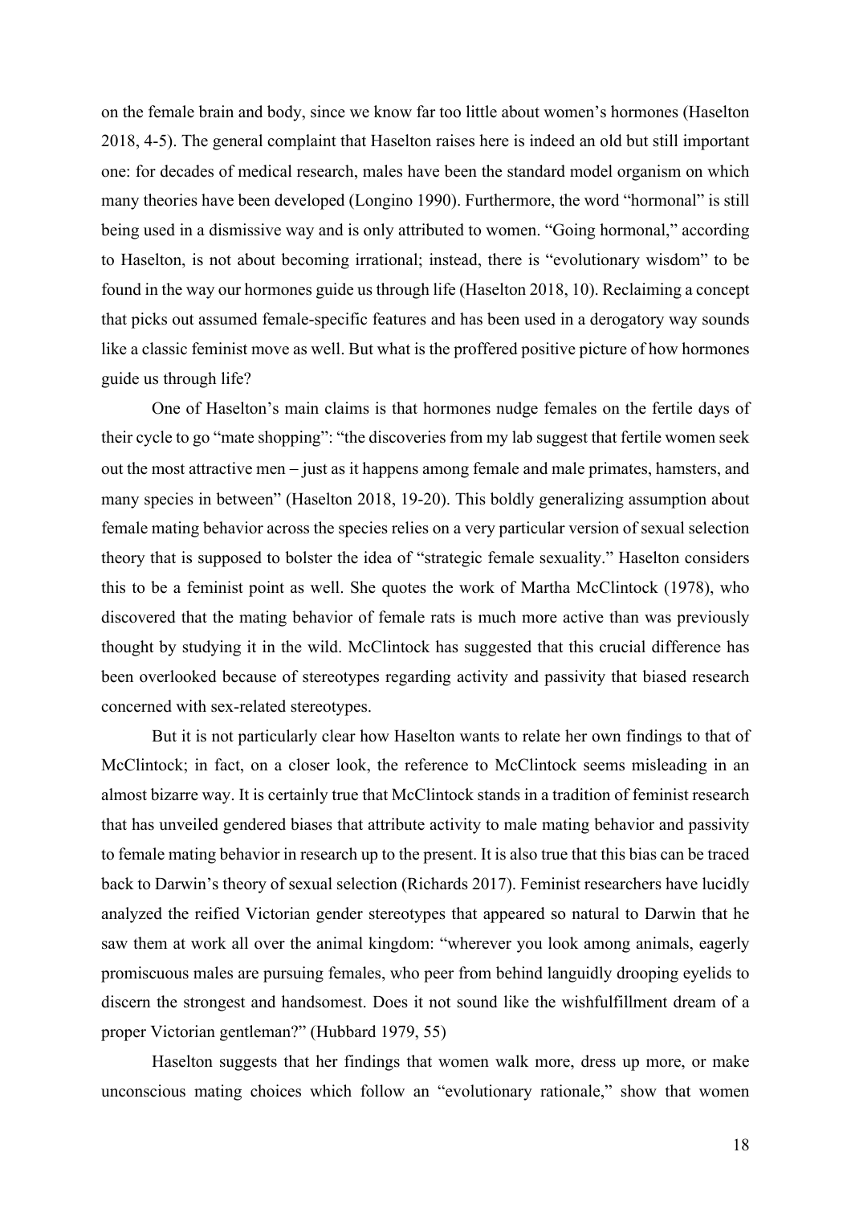on the female brain and body, since we know far too little about women's hormones (Haselton 2018, 4-5). The general complaint that Haselton raises here is indeed an old but still important one: for decades of medical research, males have been the standard model organism on which many theories have been developed (Longino 1990). Furthermore, the word "hormonal" is still being used in a dismissive way and is only attributed to women. "Going hormonal," according to Haselton, is not about becoming irrational; instead, there is "evolutionary wisdom" to be found in the way our hormones guide us through life (Haselton 2018, 10). Reclaiming a concept that picks out assumed female-specific features and has been used in a derogatory way sounds like a classic feminist move as well. But what is the proffered positive picture of how hormones guide us through life?

One of Haselton's main claims is that hormones nudge females on the fertile days of their cycle to go "mate shopping": "the discoveries from my lab suggest that fertile women seek out the most attractive men – just as it happens among female and male primates, hamsters, and many species in between" (Haselton 2018, 19-20). This boldly generalizing assumption about female mating behavior across the species relies on a very particular version of sexual selection theory that is supposed to bolster the idea of "strategic female sexuality." Haselton considers this to be a feminist point as well. She quotes the work of Martha McClintock (1978), who discovered that the mating behavior of female rats is much more active than was previously thought by studying it in the wild. McClintock has suggested that this crucial difference has been overlooked because of stereotypes regarding activity and passivity that biased research concerned with sex-related stereotypes.

But it is not particularly clear how Haselton wants to relate her own findings to that of McClintock; in fact, on a closer look, the reference to McClintock seems misleading in an almost bizarre way. It is certainly true that McClintock stands in a tradition of feminist research that has unveiled gendered biases that attribute activity to male mating behavior and passivity to female mating behavior in research up to the present. It is also true that this bias can be traced back to Darwin's theory of sexual selection (Richards 2017). Feminist researchers have lucidly analyzed the reified Victorian gender stereotypes that appeared so natural to Darwin that he saw them at work all over the animal kingdom: "wherever you look among animals, eagerly promiscuous males are pursuing females, who peer from behind languidly drooping eyelids to discern the strongest and handsomest. Does it not sound like the wishfulfillment dream of a proper Victorian gentleman?" (Hubbard 1979, 55)

Haselton suggests that her findings that women walk more, dress up more, or make unconscious mating choices which follow an "evolutionary rationale," show that women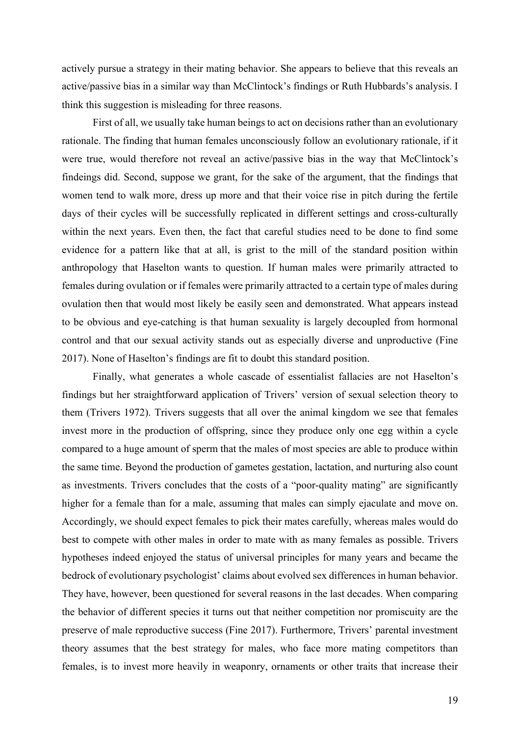actively pursue a strategy in their mating behavior. She appears to believe that this reveals an active/passive bias in a similar way than McClintock's findings or Ruth Hubbards's analysis. I think this suggestion is misleading for three reasons.

First of all, we usually take human beings to act on decisions rather than an evolutionary rationale. The finding that human females unconsciously follow an evolutionary rationale, if it were true, would therefore not reveal an active/passive bias in the way that McClintock's findeings did. Second, suppose we grant, for the sake of the argument, that the findings that women tend to walk more, dress up more and that their voice rise in pitch during the fertile days of their cycles will be successfully replicated in different settings and cross-culturally within the next years. Even then, the fact that careful studies need to be done to find some evidence for a pattern like that at all, is grist to the mill of the standard position within anthropology that Haselton wants to question. If human males were primarily attracted to females during ovulation or if females were primarily attracted to a certain type of males during ovulation then that would most likely be easily seen and demonstrated. What appears instead to be obvious and eye-catching is that human sexuality is largely decoupled from hormonal control and that our sexual activity stands out as especially diverse and unproductive (Fine 2017). None of Haselton's findings are fit to doubt this standard position.

Finally, what generates a whole cascade of essentialist fallacies are not Haselton's findings but her straightforward application of Trivers' version of sexual selection theory to them (Trivers 1972). Trivers suggests that all over the animal kingdom we see that females invest more in the production of offspring, since they produce only one egg within a cycle compared to a huge amount of sperm that the males of most species are able to produce within the same time. Beyond the production of gametes gestation, lactation, and nurturing also count as investments. Trivers concludes that the costs of a "poor-quality mating" are significantly higher for a female than for a male, assuming that males can simply ejaculate and move on. Accordingly, we should expect females to pick their mates carefully, whereas males would do best to compete with other males in order to mate with as many females as possible. Trivers hypotheses indeed enjoyed the status of universal principles for many years and became the bedrock of evolutionary psychologist' claims about evolved sex differences in human behavior. They have, however, been questioned for several reasons in the last decades. When comparing the behavior of different species it turns out that neither competition nor promiscuity are the preserve of male reproductive success (Fine 2017). Furthermore, Trivers' parental investment theory assumes that the best strategy for males, who face more mating competitors than females, is to invest more heavily in weaponry, ornaments or other traits that increase their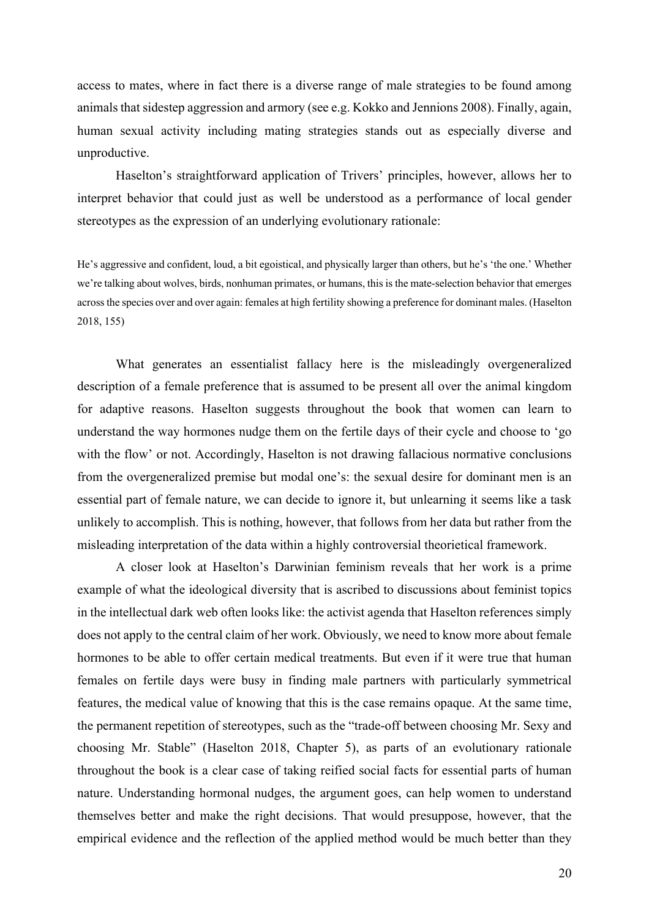access to mates, where in fact there is a diverse range of male strategies to be found among animals that sidestep aggression and armory (see e.g. Kokko and Jennions 2008). Finally, again, human sexual activity including mating strategies stands out as especially diverse and unproductive.

Haselton's straightforward application of Trivers' principles, however, allows her to interpret behavior that could just as well be understood as a performance of local gender stereotypes as the expression of an underlying evolutionary rationale:

> He's aggressive and confident, loud, a bit egoistical, and physically larger than others, but he's 'the one.' Whether we're talking about wolves, birds, nonhuman primates, or humans, this is the mate-selection behavior that emerges across the species over and over again: females at high fertility showing a preference for dominant males. (Haselton 2018, 155)

What generates an essentialist fallacy here is the misleadingly overgeneralized description of a female preference that is assumed to be present all over the animal kingdom for adaptive reasons. Haselton suggests throughout the book that women can learn to understand the way hormones nudge them on the fertile days of their cycle and choose to 'go with the flow' or not. Accordingly, Haselton is not drawing fallacious normative conclusions from the overgeneralized premise but modal one's: the sexual desire for dominant men is an essential part of female nature, we can decide to ignore it, but unlearning it seems like a task unlikely to accomplish. This is nothing, however, that follows from her data but rather from the misleading interpretation of the data within a highly controversial theorietical framework.

A closer look at Haselton's Darwinian feminism reveals that her work is a prime example of what the ideological diversity that is ascribed to discussions about feminist topics in the intellectual dark web often looks like: the activist agenda that Haselton references simply does not apply to the central claim of her work. Obviously, we need to know more about female hormones to be able to offer certain medical treatments. But even if it were true that human females on fertile days were busy in finding male partners with particularly symmetrical features, the medical value of knowing that this is the case remains opaque. At the same time, the permanent repetition of stereotypes, such as the "trade-off between choosing Mr. Sexy and choosing Mr. Stable" (Haselton 2018, Chapter 5), as parts of an evolutionary rationale throughout the book is a clear case of taking reified social facts for essential parts of human nature. Understanding hormonal nudges, the argument goes, can help women to understand themselves better and make the right decisions. That would presuppose, however, that the empirical evidence and the reflection of the applied method would be much better than they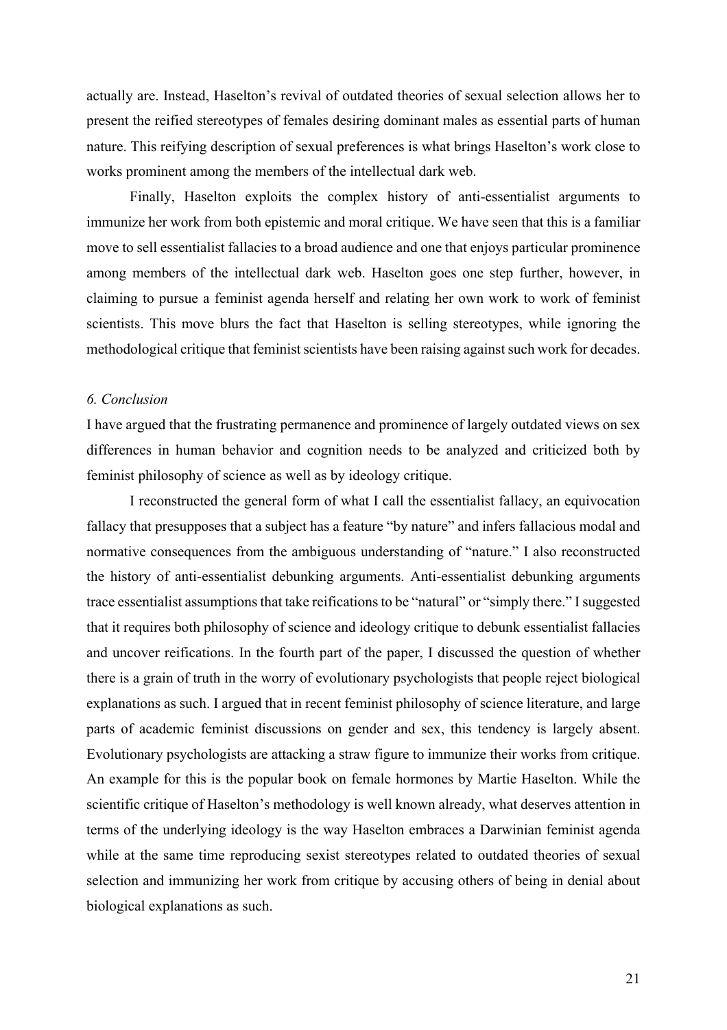actually are. Instead, Haselton's revival of outdated theories of sexual selection allows her to present the reified stereotypes of females desiring dominant males as essential parts of human nature. This reifying description of sexual preferences is what brings Haselton's work close to works prominent among the members of the intellectual dark web.

Finally, Haselton exploits the complex history of anti-essentialist arguments to immunize her work from both epistemic and moral critique. We have seen that this is a familiar move to sell essentialist fallacies to a broad audience and one that enjoys particular prominence among members of the intellectual dark web. Haselton goes one step further, however, in claiming to pursue a feminist agenda herself and relating her own work to work of feminist scientists. This move blurs the fact that Haselton is selling stereotypes, while ignoring the methodological critique that feminist scientists have been raising against such work for decades.

### *6. Conclusion*

I have argued that the frustrating permanence and prominence of largely outdated views on sex differences in human behavior and cognition needs to be analyzed and criticized both by feminist philosophy of science as well as by ideology critique.

I reconstructed the general form of what I call the essentialist fallacy, an equivocation fallacy that presupposes that a subject has a feature "by nature" and infers fallacious modal and normative consequences from the ambiguous understanding of "nature." I also reconstructed the history of anti-essentialist debunking arguments. Anti-essentialist debunking arguments trace essentialist assumptions that take reifications to be "natural" or "simply there." I suggested that it requires both philosophy of science and ideology critique to debunk essentialist fallacies and uncover reifications. In the fourth part of the paper, I discussed the question of whether there is a grain of truth in the worry of evolutionary psychologists that people reject biological explanations as such. I argued that in recent feminist philosophy of science literature, and large parts of academic feminist discussions on gender and sex, this tendency is largely absent. Evolutionary psychologists are attacking a straw figure to immunize their works from critique. An example for this is the popular book on female hormones by Martie Haselton. While the scientific critique of Haselton's methodology is well known already, what deserves attention in terms of the underlying ideology is the way Haselton embraces a Darwinian feminist agenda while at the same time reproducing sexist stereotypes related to outdated theories of sexual selection and immunizing her work from critique by accusing others of being in denial about biological explanations as such.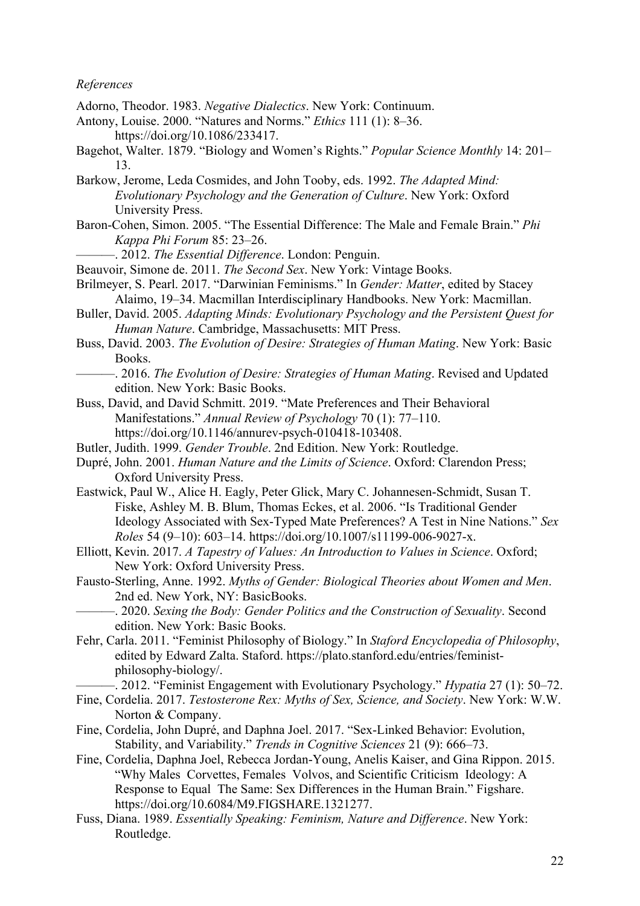*References*

Adorno, Theodor. 1983. *Negative Dialectics*. New York: Continuum.

Antony, Louise. 2000. "Natures and Norms." *Ethics* 111 (1): 8–36. https://doi.org/10.1086/233417.

Bagehot, Walter. 1879. "Biology and Women's Rights." *Popular Science Monthly* 14: 201–13.

Barkow, Jerome, Leda Cosmides, and John Tooby, eds. 1992. *The Adapted Mind: Evolutionary Psychology and the Generation of Culture*. New York: Oxford University Press.

Baron-Cohen, Simon. 2005. "The Essential Difference: The Male and Female Brain." *Phi Kappa Phi Forum* 85: 23–26.

———. 2012. *The Essential Difference*. London: Penguin.

Beauvoir, Simone de. 2011. *The Second Sex*. New York: Vintage Books.

Brilmeyer, S. Pearl. 2017. "Darwinian Feminisms." In *Gender: Matter*, edited by Stacey Alaimo, 19–34. Macmillan Interdisciplinary Handbooks. New York: Macmillan.

Buller, David. 2005. *Adapting Minds: Evolutionary Psychology and the Persistent Quest for Human Nature*. Cambridge, Massachusetts: MIT Press.

Buss, David. 2003. *The Evolution of Desire: Strategies of Human Mating*. New York: Basic Books.

———. 2016. *The Evolution of Desire: Strategies of Human Mating*. Revised and Updated edition. New York: Basic Books.

Buss, David, and David Schmitt. 2019. "Mate Preferences and Their Behavioral Manifestations." *Annual Review of Psychology* 70 (1): 77–110. https://doi.org/10.1146/annurev-psych-010418-103408.

Butler, Judith. 1999. *Gender Trouble*. 2nd Edition. New York: Routledge.

Dupré, John. 2001. *Human Nature and the Limits of Science*. Oxford: Clarendon Press; Oxford University Press.

Eastwick, Paul W., Alice H. Eagly, Peter Glick, Mary C. Johannesen-Schmidt, Susan T. Fiske, Ashley M. B. Blum, Thomas Eckes, et al. 2006. "Is Traditional Gender Ideology Associated with Sex-Typed Mate Preferences? A Test in Nine Nations." *Sex Roles* 54 (9–10): 603–14. https://doi.org/10.1007/s11199-006-9027-x.

Elliott, Kevin. 2017. *A Tapestry of Values: An Introduction to Values in Science*. Oxford; New York: Oxford University Press.

Fausto-Sterling, Anne. 1992. *Myths of Gender: Biological Theories about Women and Men*. 2nd ed. New York, NY: BasicBooks.

———. 2020. *Sexing the Body: Gender Politics and the Construction of Sexuality*. Second edition. New York: Basic Books.

Fehr, Carla. 2011. "Feminist Philosophy of Biology." In *Staford Encyclopedia of Philosophy*, edited by Edward Zalta. Staford. https://plato.stanford.edu/entries/feminist-philosophy-biology/.

———. 2012. "Feminist Engagement with Evolutionary Psychology." *Hypatia* 27 (1): 50–72.

Fine, Cordelia. 2017. *Testosterone Rex: Myths of Sex, Science, and Society*. New York: W.W. Norton & Company.

Fine, Cordelia, John Dupré, and Daphna Joel. 2017. "Sex-Linked Behavior: Evolution, Stability, and Variability." *Trends in Cognitive Sciences* 21 (9): 666–73.

Fine, Cordelia, Daphna Joel, Rebecca Jordan-Young, Anelis Kaiser, and Gina Rippon. 2015. "Why Males Corvettes, Females Volvos, and Scientific Criticism Ideology: A Response to Equal The Same: Sex Differences in the Human Brain." Figshare. https://doi.org/10.6084/M9.FIGSHARE.1321277.

Fuss, Diana. 1989. *Essentially Speaking: Feminism, Nature and Difference*. New York: Routledge.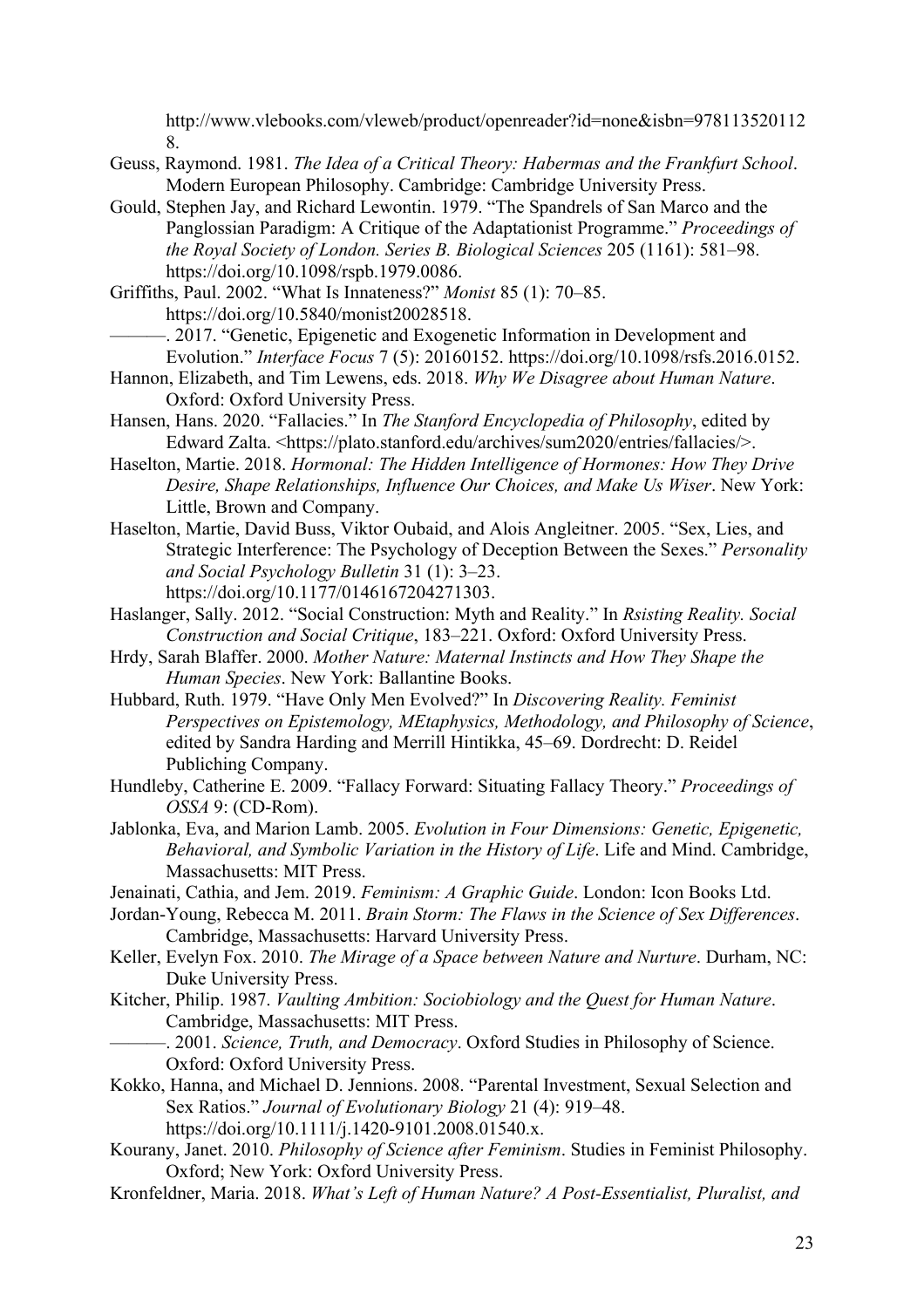http://www.vlebooks.com/vleweb/product/openreader?id=none&isbn=9781135201128.

Geuss, Raymond. 1981. *The Idea of a Critical Theory: Habermas and the Frankfurt School*. Modern European Philosophy. Cambridge: Cambridge University Press.

Gould, Stephen Jay, and Richard Lewontin. 1979. "The Spandrels of San Marco and the Panglossian Paradigm: A Critique of the Adaptationist Programme." *Proceedings of the Royal Society of London. Series B. Biological Sciences* 205 (1161): 581–98. https://doi.org/10.1098/rspb.1979.0086.

Griffiths, Paul. 2002. "What Is Innateness?" *Monist* 85 (1): 70–85. https://doi.org/10.5840/monist20028518.

———. 2017. "Genetic, Epigenetic and Exogenetic Information in Development and Evolution." *Interface Focus* 7 (5): 20160152. https://doi.org/10.1098/rsfs.2016.0152.

Hannon, Elizabeth, and Tim Lewens, eds. 2018. *Why We Disagree about Human Nature*. Oxford: Oxford University Press.

Hansen, Hans. 2020. "Fallacies." In *The Stanford Encyclopedia of Philosophy*, edited by Edward Zalta. <https://plato.stanford.edu/archives/sum2020/entries/fallacies/>.

Haselton, Martie. 2018. *Hormonal: The Hidden Intelligence of Hormones: How They Drive Desire, Shape Relationships, Influence Our Choices, and Make Us Wiser*. New York: Little, Brown and Company.

Haselton, Martie, David Buss, Viktor Oubaid, and Alois Angleitner. 2005. "Sex, Lies, and Strategic Interference: The Psychology of Deception Between the Sexes." *Personality and Social Psychology Bulletin* 31 (1): 3–23. https://doi.org/10.1177/0146167204271303.

Haslanger, Sally. 2012. "Social Construction: Myth and Reality." In *Rsisting Reality. Social Construction and Social Critique*, 183–221. Oxford: Oxford University Press.

Hrdy, Sarah Blaffer. 2000. *Mother Nature: Maternal Instincts and How They Shape the Human Species*. New York: Ballantine Books.

Hubbard, Ruth. 1979. "Have Only Men Evolved?" In *Discovering Reality. Feminist Perspectives on Epistemology, MEtaphysics, Methodology, and Philosophy of Science*, edited by Sandra Harding and Merrill Hintikka, 45–69. Dordrecht: D. Reidel Publiching Company.

Hundleby, Catherine E. 2009. "Fallacy Forward: Situating Fallacy Theory." *Proceedings of OSSA* 9: (CD-Rom).

Jablonka, Eva, and Marion Lamb. 2005. *Evolution in Four Dimensions: Genetic, Epigenetic, Behavioral, and Symbolic Variation in the History of Life*. Life and Mind. Cambridge, Massachusetts: MIT Press.

Jenainati, Cathia, and Jem. 2019. *Feminism: A Graphic Guide*. London: Icon Books Ltd.

Jordan-Young, Rebecca M. 2011. *Brain Storm: The Flaws in the Science of Sex Differences*. Cambridge, Massachusetts: Harvard University Press.

Keller, Evelyn Fox. 2010. *The Mirage of a Space between Nature and Nurture*. Durham, NC: Duke University Press.

Kitcher, Philip. 1987. *Vaulting Ambition: Sociobiology and the Quest for Human Nature*. Cambridge, Massachusetts: MIT Press.

———. 2001. *Science, Truth, and Democracy*. Oxford Studies in Philosophy of Science. Oxford: Oxford University Press.

Kokko, Hanna, and Michael D. Jennions. 2008. "Parental Investment, Sexual Selection and Sex Ratios." *Journal of Evolutionary Biology* 21 (4): 919–48. https://doi.org/10.1111/j.1420-9101.2008.01540.x.

Kourany, Janet. 2010. *Philosophy of Science after Feminism*. Studies in Feminist Philosophy. Oxford; New York: Oxford University Press.

Kronfeldner, Maria. 2018. *What's Left of Human Nature? A Post-Essentialist, Pluralist, and*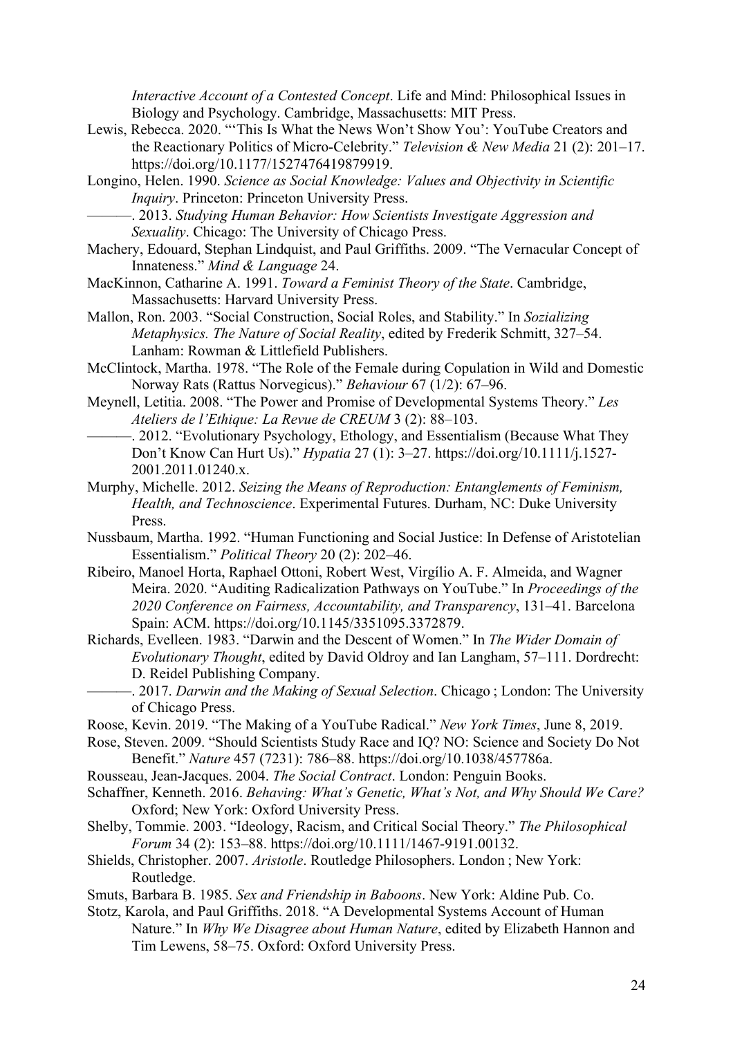*Interactive Account of a Contested Concept*. Life and Mind: Philosophical Issues in Biology and Psychology. Cambridge, Massachusetts: MIT Press.

Lewis, Rebecca. 2020. "'This Is What the News Won't Show You': YouTube Creators and the Reactionary Politics of Micro-Celebrity." *Television & New Media* 21 (2): 201–17. https://doi.org/10.1177/1527476419879919.

Longino, Helen. 1990. *Science as Social Knowledge: Values and Objectivity in Scientific Inquiry*. Princeton: Princeton University Press.

———. 2013. *Studying Human Behavior: How Scientists Investigate Aggression and Sexuality*. Chicago: The University of Chicago Press.

Machery, Edouard, Stephan Lindquist, and Paul Griffiths. 2009. "The Vernacular Concept of Innateness." *Mind & Language* 24.

MacKinnon, Catharine A. 1991. *Toward a Feminist Theory of the State*. Cambridge, Massachusetts: Harvard University Press.

Mallon, Ron. 2003. "Social Construction, Social Roles, and Stability." In *Sozializing Metaphysics. The Nature of Social Reality*, edited by Frederik Schmitt, 327–54. Lanham: Rowman & Littlefield Publishers.

McClintock, Martha. 1978. "The Role of the Female during Copulation in Wild and Domestic Norway Rats (Rattus Norvegicus)." *Behaviour* 67 (1/2): 67–96.

Meynell, Letitia. 2008. "The Power and Promise of Developmental Systems Theory." *Les Ateliers de l'Ethique: La Revue de CREUM* 3 (2): 88–103.

———. 2012. "Evolutionary Psychology, Ethology, and Essentialism (Because What They Don't Know Can Hurt Us)." *Hypatia* 27 (1): 3–27. https://doi.org/10.1111/j.1527-2001.2011.01240.x.

Murphy, Michelle. 2012. *Seizing the Means of Reproduction: Entanglements of Feminism, Health, and Technoscience*. Experimental Futures. Durham, NC: Duke University Press.

Nussbaum, Martha. 1992. "Human Functioning and Social Justice: In Defense of Aristotelian Essentialism." *Political Theory* 20 (2): 202–46.

Ribeiro, Manoel Horta, Raphael Ottoni, Robert West, Virgílio A. F. Almeida, and Wagner Meira. 2020. "Auditing Radicalization Pathways on YouTube." In *Proceedings of the 2020 Conference on Fairness, Accountability, and Transparency*, 131–41. Barcelona Spain: ACM. https://doi.org/10.1145/3351095.3372879.

Richards, Evelleen. 1983. "Darwin and the Descent of Women." In *The Wider Domain of Evolutionary Thought*, edited by David Oldroy and Ian Langham, 57–111. Dordrecht: D. Reidel Publishing Company.

———. 2017. *Darwin and the Making of Sexual Selection*. Chicago ; London: The University of Chicago Press.

Roose, Kevin. 2019. "The Making of a YouTube Radical." *New York Times*, June 8, 2019.

Rose, Steven. 2009. "Should Scientists Study Race and IQ? NO: Science and Society Do Not Benefit." *Nature* 457 (7231): 786–88. https://doi.org/10.1038/457786a.

Rousseau, Jean-Jacques. 2004. *The Social Contract*. London: Penguin Books.

Schaffner, Kenneth. 2016. *Behaving: What's Genetic, What's Not, and Why Should We Care?* Oxford; New York: Oxford University Press.

Shelby, Tommie. 2003. "Ideology, Racism, and Critical Social Theory." *The Philosophical Forum* 34 (2): 153–88. https://doi.org/10.1111/1467-9191.00132.

Shields, Christopher. 2007. *Aristotle*. Routledge Philosophers. London ; New York: Routledge.

Smuts, Barbara B. 1985. *Sex and Friendship in Baboons*. New York: Aldine Pub. Co.

Stotz, Karola, and Paul Griffiths. 2018. "A Developmental Systems Account of Human Nature." In *Why We Disagree about Human Nature*, edited by Elizabeth Hannon and Tim Lewens, 58–75. Oxford: Oxford University Press.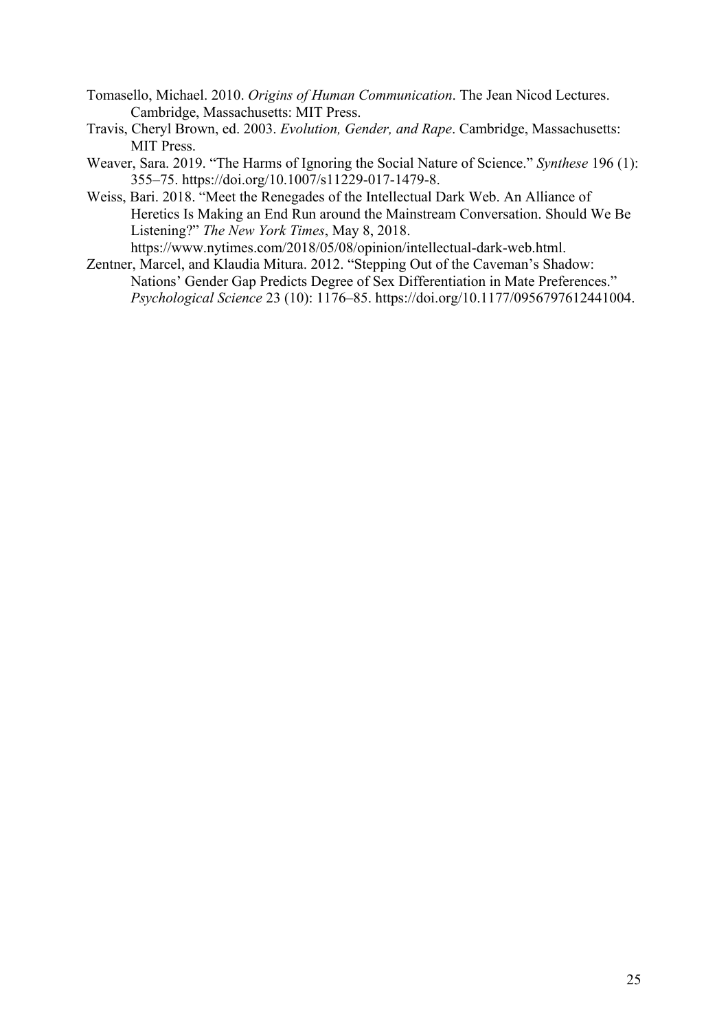Tomasello, Michael. 2010. *Origins of Human Communication*. The Jean Nicod Lectures. Cambridge, Massachusetts: MIT Press.

Travis, Cheryl Brown, ed. 2003. *Evolution, Gender, and Rape*. Cambridge, Massachusetts: MIT Press.

Weaver, Sara. 2019. "The Harms of Ignoring the Social Nature of Science." *Synthese* 196 (1): 355–75. https://doi.org/10.1007/s11229-017-1479-8.

Weiss, Bari. 2018. "Meet the Renegades of the Intellectual Dark Web. An Alliance of Heretics Is Making an End Run around the Mainstream Conversation. Should We Be Listening?" *The New York Times*, May 8, 2018. https://www.nytimes.com/2018/05/08/opinion/intellectual-dark-web.html.

Zentner, Marcel, and Klaudia Mitura. 2012. "Stepping Out of the Caveman's Shadow: Nations' Gender Gap Predicts Degree of Sex Differentiation in Mate Preferences." *Psychological Science* 23 (10): 1176–85. https://doi.org/10.1177/0956797612441004.